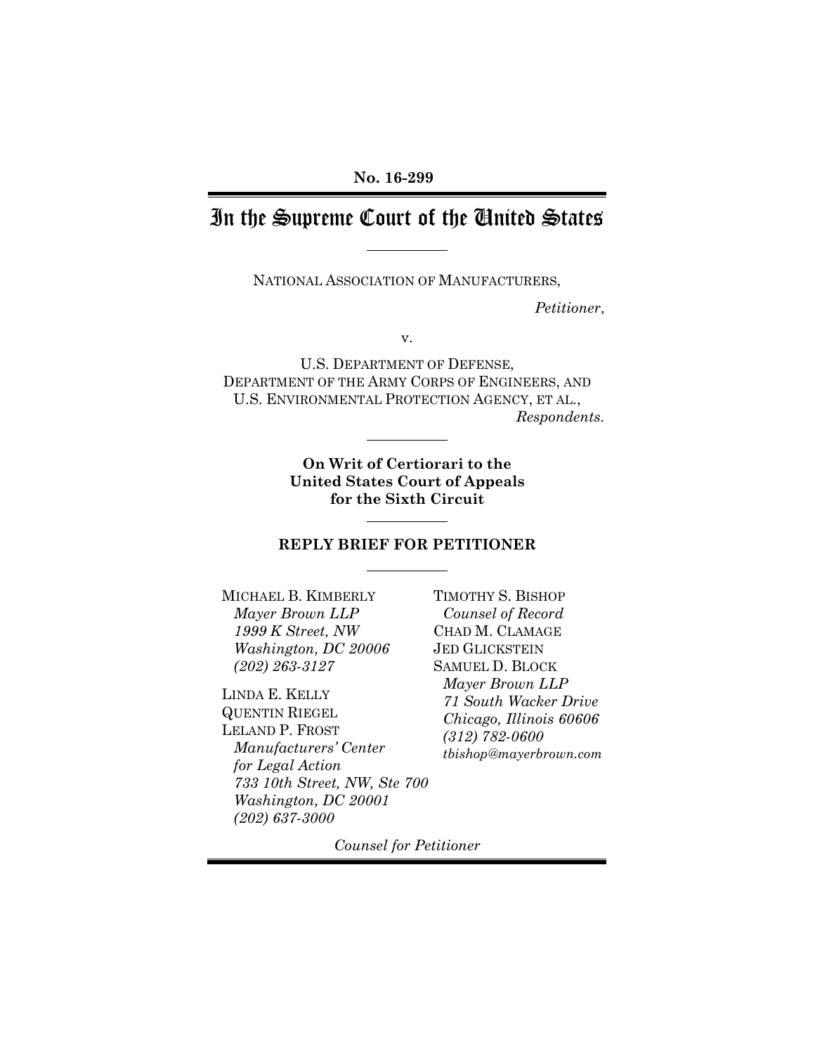**No. 16-299**

# In the Supreme Court of the United States

NATIONAL ASSOCIATION OF MANUFACTURERS,

*Petitioner*,

v.

U.S. DEPARTMENT OF DEFENSE,
DEPARTMENT OF THE ARMY CORPS OF ENGINEERS, AND
U.S. ENVIRONMENTAL PROTECTION AGENCY, ET AL.,

*Respondents.*

**On Writ of Certiorari to the United States Court of Appeals for the Sixth Circuit**

## REPLY BRIEF FOR PETITIONER

MICHAEL B. KIMBERLY
*Mayer Brown LLP*
*1999 K Street, NW*
*Washington, DC 20006*
*(202) 263-3127*

LINDA E. KELLY
QUENTIN RIEGEL
LELAND P. FROST
*Manufacturers' Center for Legal Action*
*733 10th Street, NW, Ste 700*
*Washington, DC 20001*
*(202) 637-3000*

TIMOTHY S. BISHOP
*Counsel of Record*
CHAD M. CLAMAGE
JED GLICKSTEIN
SAMUEL D. BLOCK
*Mayer Brown LLP*
*71 South Wacker Drive*
*Chicago, Illinois 60606*
*(312) 782-0600*
*tbishop@mayerbrown.com*

*Counsel for Petitioner*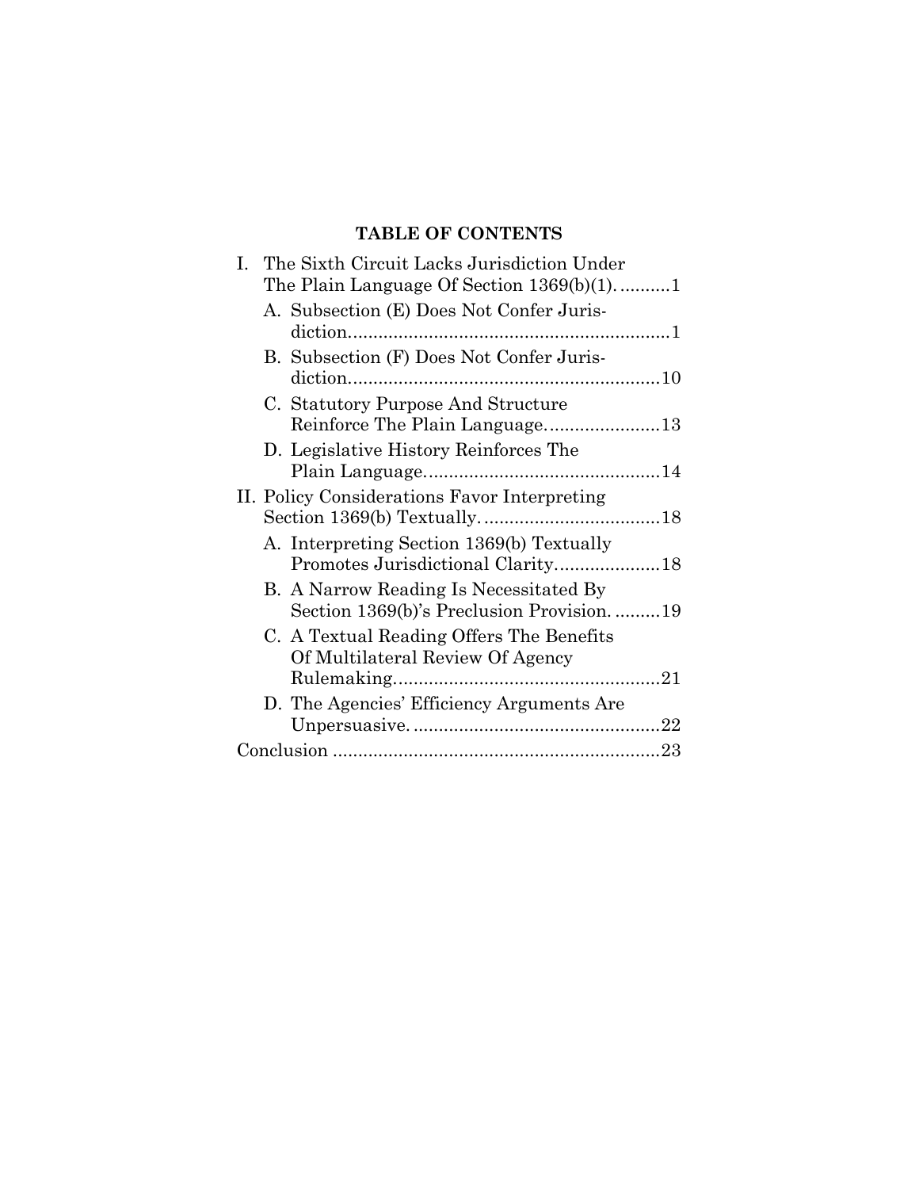## TABLE OF CONTENTS

- I. The Sixth Circuit Lacks Jurisdiction Under The Plain Language Of Section 1369(b)(1). .......... 1
  - A. Subsection (E) Does Not Confer Jurisdiction. .......... 1
  - B. Subsection (F) Does Not Confer Jurisdiction. .......... 10
  - C. Statutory Purpose And Structure Reinforce The Plain Language. .......... 13
  - D. Legislative History Reinforces The Plain Language. .......... 14
- II. Policy Considerations Favor Interpreting Section 1369(b) Textually. .......... 18
  - A. Interpreting Section 1369(b) Textually Promotes Jurisdictional Clarity. .......... 18
  - B. A Narrow Reading Is Necessitated By Section 1369(b)'s Preclusion Provision. .......... 19
  - C. A Textual Reading Offers The Benefits Of Multilateral Review Of Agency Rulemaking. .......... 21
  - D. The Agencies' Efficiency Arguments Are Unpersuasive. .......... 22
- Conclusion .......... 23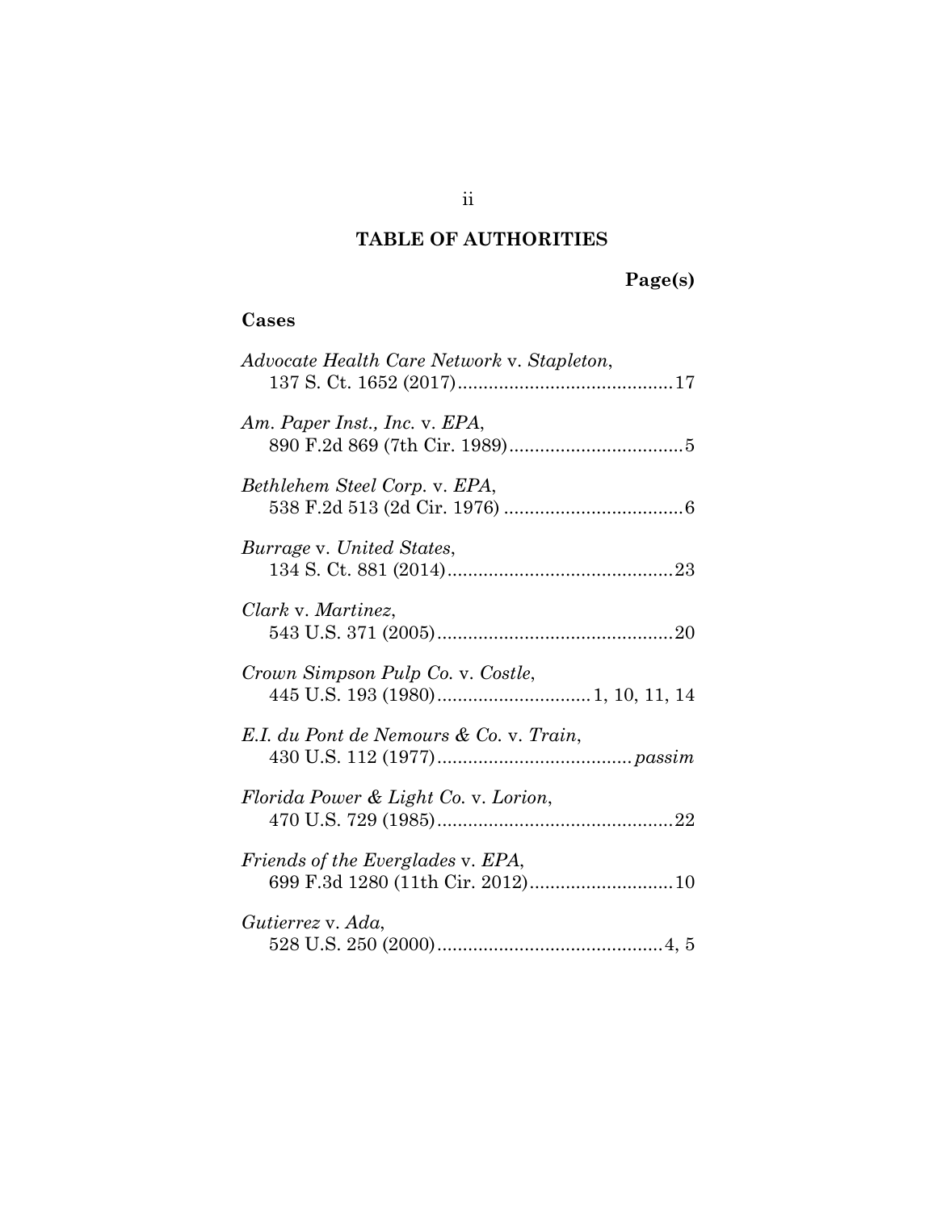## TABLE OF AUTHORITIES

**Page(s)**

### Cases

*Advocate Health Care Network* v. *Stapleton*, 137 S. Ct. 1652 (2017) .......... 17

*Am. Paper Inst., Inc.* v. *EPA*, 890 F.2d 869 (7th Cir. 1989) .......... 5

*Bethlehem Steel Corp.* v. *EPA*, 538 F.2d 513 (2d Cir. 1976) .......... 6

*Burrage* v. *United States*, 134 S. Ct. 881 (2014) .......... 23

*Clark* v. *Martinez*, 543 U.S. 371 (2005) .......... 20

*Crown Simpson Pulp Co.* v. *Costle*, 445 U.S. 193 (1980) .......... 1, 10, 11, 14

*E.I. du Pont de Nemours & Co.* v. *Train*, 430 U.S. 112 (1977) .......... *passim*

*Florida Power & Light Co.* v. *Lorion*, 470 U.S. 729 (1985) .......... 22

*Friends of the Everglades* v. *EPA*, 699 F.3d 1280 (11th Cir. 2012) .......... 10

*Gutierrez* v. *Ada*, 528 U.S. 250 (2000) .......... 4, 5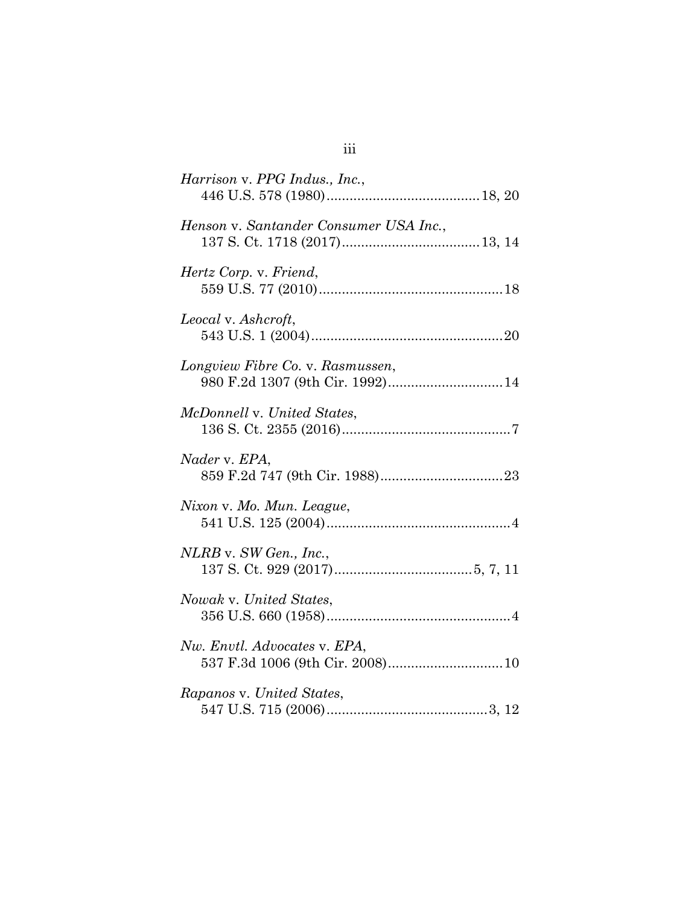*Harrison* v. *PPG Indus., Inc.*,
446 U.S. 578 (1980)........................................18, 20

*Henson* v. *Santander Consumer USA Inc.*,
137 S. Ct. 1718 (2017)....................................13, 14

*Hertz Corp.* v. *Friend*,
559 U.S. 77 (2010)................................................18

*Leocal* v. *Ashcroft*,
543 U.S. 1 (2004)..................................................20

*Longview Fibre Co.* v. *Rasmussen*,
980 F.2d 1307 (9th Cir. 1992)..............................14

*McDonnell* v. *United States*,
136 S. Ct. 2355 (2016)............................................7

*Nader* v. *EPA*,
859 F.2d 747 (9th Cir. 1988)................................23

*Nixon* v. *Mo. Mun. League*,
541 U.S. 125 (2004)................................................4

*NLRB* v. *SW Gen., Inc.*,
137 S. Ct. 929 (2017)....................................5, 7, 11

*Nowak* v. *United States*,
356 U.S. 660 (1958)................................................4

*Nw. Envtl. Advocates* v. *EPA*,
537 F.3d 1006 (9th Cir. 2008)..............................10

*Rapanos* v. *United States*,
547 U.S. 715 (2006)..........................................3, 12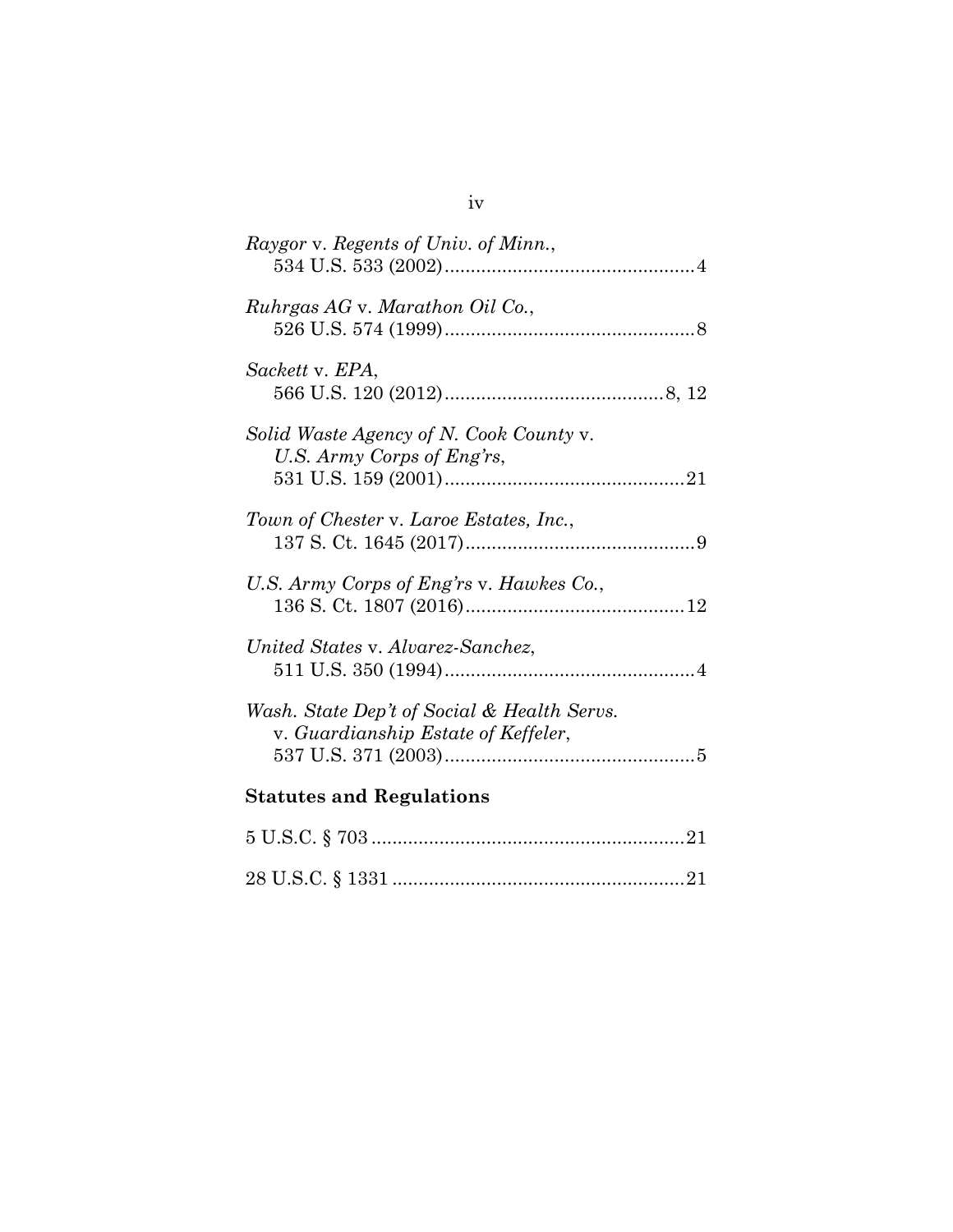*Raygor* v. *Regents of Univ. of Minn.*,
534 U.S. 533 (2002)................................................4

*Ruhrgas AG* v. *Marathon Oil Co.*,
526 U.S. 574 (1999)................................................8

*Sackett* v. *EPA*,
566 U.S. 120 (2012)..........................................8, 12

*Solid Waste Agency of N. Cook County* v. *U.S. Army Corps of Eng'rs*,
531 U.S. 159 (2001)..............................................21

*Town of Chester* v. *Laroe Estates, Inc.*,
137 S. Ct. 1645 (2017)............................................9

*U.S. Army Corps of Eng'rs* v. *Hawkes Co.*,
136 S. Ct. 1807 (2016)..........................................12

*United States* v. *Alvarez-Sanchez*,
511 U.S. 350 (1994)................................................4

*Wash. State Dep't of Social & Health Servs.* v. *Guardianship Estate of Keffeler*,
537 U.S. 371 (2003)................................................5

## Statutes and Regulations

5 U.S.C. § 703............................................................21

28 U.S.C. § 1331........................................................21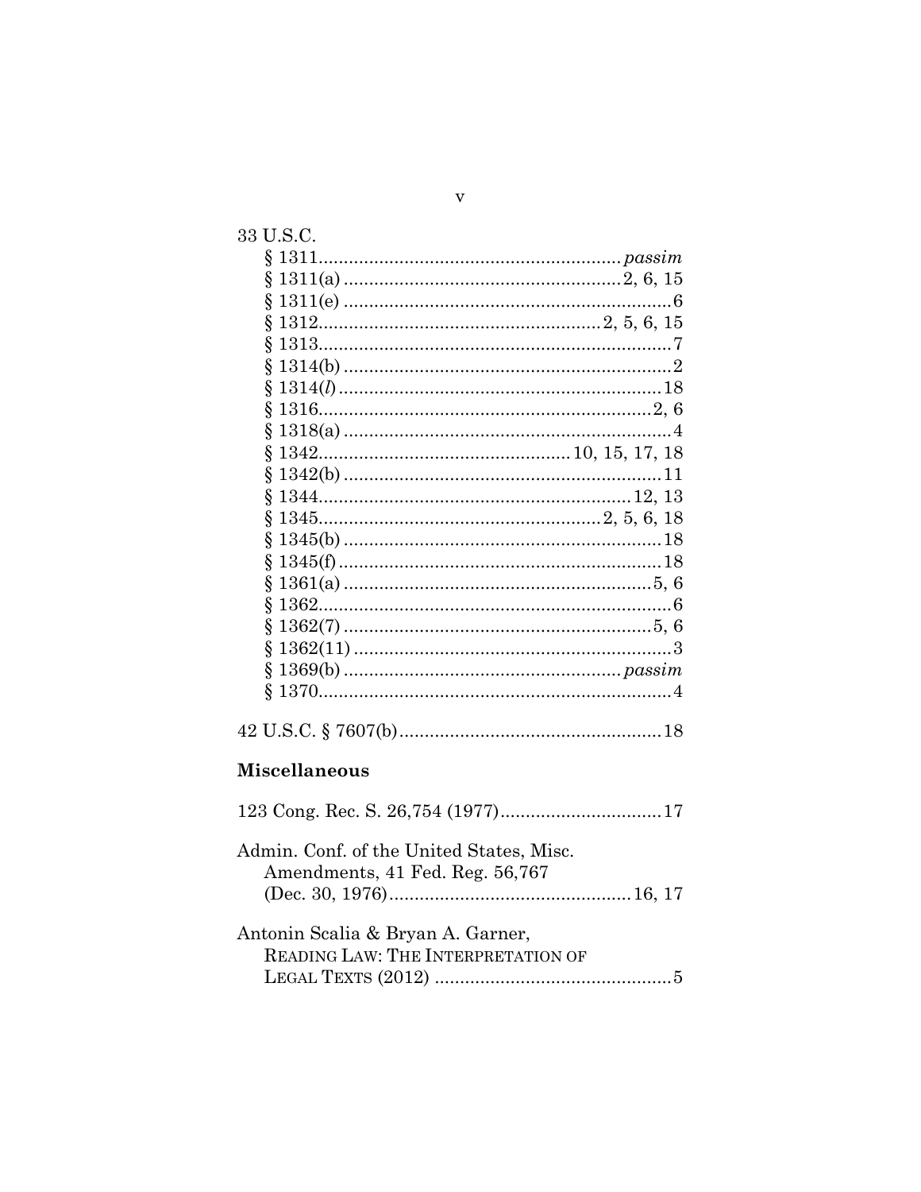33 U.S.C.

§ 1311.......................................................... *passim*
§ 1311(a) ..................................................... 2, 6, 15
§ 1311(e) ................................................................ 6
§ 1312...................................................... 2, 5, 6, 15
§ 1313..................................................................... 7
§ 1314(b) ................................................................ 2
§ 1314(*l*) .............................................................. 18
§ 1316................................................................. 2, 6
§ 1318(a) ................................................................ 4
§ 1342................................................. 10, 15, 17, 18
§ 1342(b) .............................................................. 11
§ 1344............................................................. 12, 13
§ 1345....................................................... 2, 5, 6, 18
§ 1345(b) .............................................................. 18
§ 1345(f)................................................................ 18
§ 1361(a) ............................................................. 5, 6
§ 1362..................................................................... 6
§ 1362(7) ............................................................. 5, 6
§ 1362(11) .............................................................. 3
§ 1369(b) ..................................................... *passim*
§ 1370..................................................................... 4

42 U.S.C. § 7607(b).................................................... 18

## Miscellaneous

123 Cong. Rec. S. 26,754 (1977)................................ 17

Admin. Conf. of the United States, Misc. Amendments, 41 Fed. Reg. 56,767 (Dec. 30, 1976)................................................ 16, 17

Antonin Scalia & Bryan A. Garner, READING LAW: THE INTERPRETATION OF LEGAL TEXTS (2012) ............................................... 5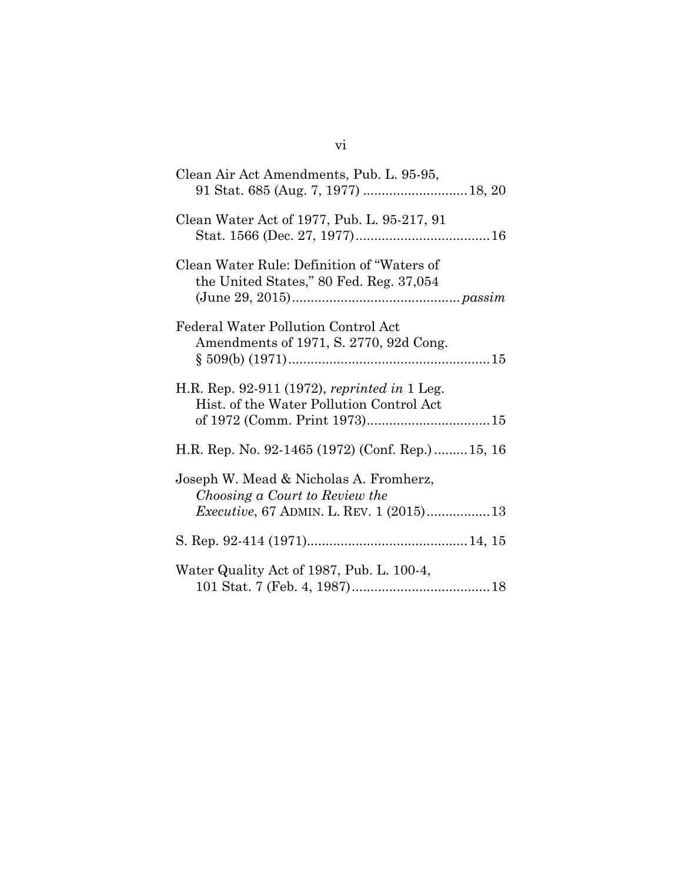Clean Air Act Amendments, Pub. L. 95-95, 91 Stat. 685 (Aug. 7, 1977) ............................ 18, 20

Clean Water Act of 1977, Pub. L. 95-217, 91 Stat. 1566 (Dec. 27, 1977) .................................... 16

Clean Water Rule: Definition of "Waters of the United States," 80 Fed. Reg. 37,054 (June 29, 2015) ............................................ *passim*

Federal Water Pollution Control Act Amendments of 1971, S. 2770, 92d Cong. § 509(b) (1971) ...................................................... 15

H.R. Rep. 92-911 (1972), *reprinted in* 1 Leg. Hist. of the Water Pollution Control Act of 1972 (Comm. Print 1973) ................................ 15

H.R. Rep. No. 92-1465 (1972) (Conf. Rep.) ......... 15, 16

Joseph W. Mead & Nicholas A. Fromherz, *Choosing a Court to Review the Executive*, 67 ADMIN. L. REV. 1 (2015) ................. 13

S. Rep. 92-414 (1971) .......................................... 14, 15

Water Quality Act of 1987, Pub. L. 100-4, 101 Stat. 7 (Feb. 4, 1987) ..................................... 18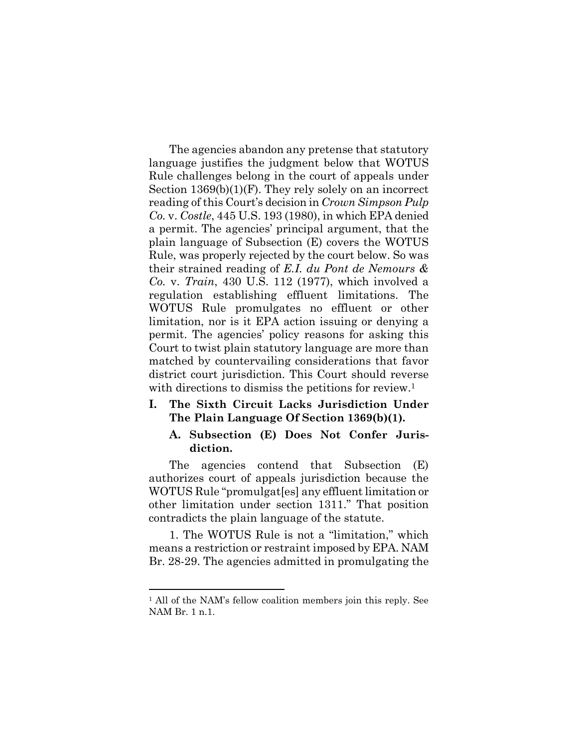The agencies abandon any pretense that statutory language justifies the judgment below that WOTUS Rule challenges belong in the court of appeals under Section 1369(b)(1)(F). They rely solely on an incorrect reading of this Court's decision in *Crown Simpson Pulp Co.* v. *Costle*, 445 U.S. 193 (1980), in which EPA denied a permit. The agencies' principal argument, that the plain language of Subsection (E) covers the WOTUS Rule, was properly rejected by the court below. So was their strained reading of *E.I. du Pont de Nemours & Co.* v. *Train*, 430 U.S. 112 (1977), which involved a regulation establishing effluent limitations. The WOTUS Rule promulgates no effluent or other limitation, nor is it EPA action issuing or denying a permit. The agencies' policy reasons for asking this Court to twist plain statutory language are more than matched by countervailing considerations that favor district court jurisdiction. This Court should reverse with directions to dismiss the petitions for review.[1]

## I. The Sixth Circuit Lacks Jurisdiction Under The Plain Language Of Section 1369(b)(1).

### A. Subsection (E) Does Not Confer Jurisdiction.

The agencies contend that Subsection (E) authorizes court of appeals jurisdiction because the WOTUS Rule "promulgat[es] any effluent limitation or other limitation under section 1311." That position contradicts the plain language of the statute.

1. The WOTUS Rule is not a "limitation," which means a restriction or restraint imposed by EPA. NAM Br. 28-29. The agencies admitted in promulgating the

[1] All of the NAM's fellow coalition members join this reply. See NAM Br. 1 n.1.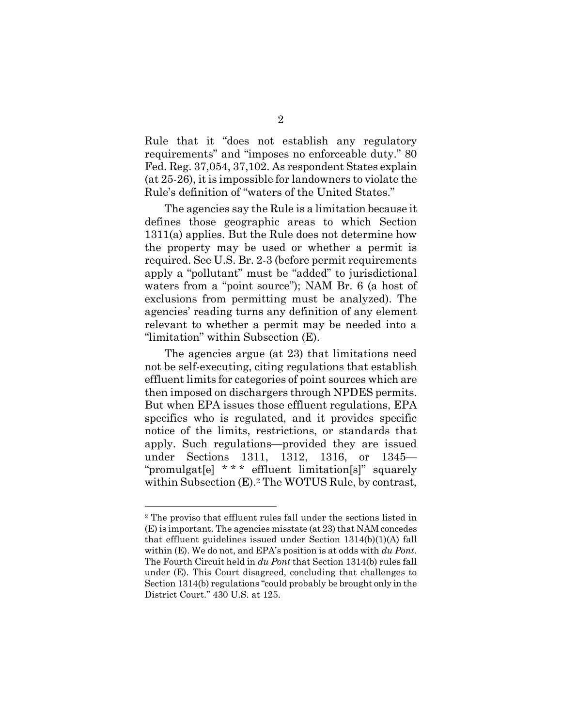Rule that it "does not establish any regulatory requirements" and "imposes no enforceable duty." 80 Fed. Reg. 37,054, 37,102. As respondent States explain (at 25-26), it is impossible for landowners to violate the Rule's definition of "waters of the United States."

The agencies say the Rule is a limitation because it defines those geographic areas to which Section 1311(a) applies. But the Rule does not determine how the property may be used or whether a permit is required. See U.S. Br. 2-3 (before permit requirements apply a "pollutant" must be "added" to jurisdictional waters from a "point source"); NAM Br. 6 (a host of exclusions from permitting must be analyzed). The agencies' reading turns any definition of any element relevant to whether a permit may be needed into a "limitation" within Subsection (E).

The agencies argue (at 23) that limitations need not be self-executing, citing regulations that establish effluent limits for categories of point sources which are then imposed on dischargers through NPDES permits. But when EPA issues those effluent regulations, EPA specifies who is regulated, and it provides specific notice of the limits, restrictions, or standards that apply. Such regulations—provided they are issued under Sections 1311, 1312, 1316, or 1345—"promulgat[e] * * * effluent limitation[s]" squarely within Subsection (E).[2] The WOTUS Rule, by contrast,

[2] The proviso that effluent rules fall under the sections listed in (E) is important. The agencies misstate (at 23) that NAM concedes that effluent guidelines issued under Section 1314(b)(1)(A) fall within (E). We do not, and EPA's position is at odds with *du Pont*. The Fourth Circuit held in *du Pont* that Section 1314(b) rules fall under (E). This Court disagreed, concluding that challenges to Section 1314(b) regulations "could probably be brought only in the District Court." 430 U.S. at 125.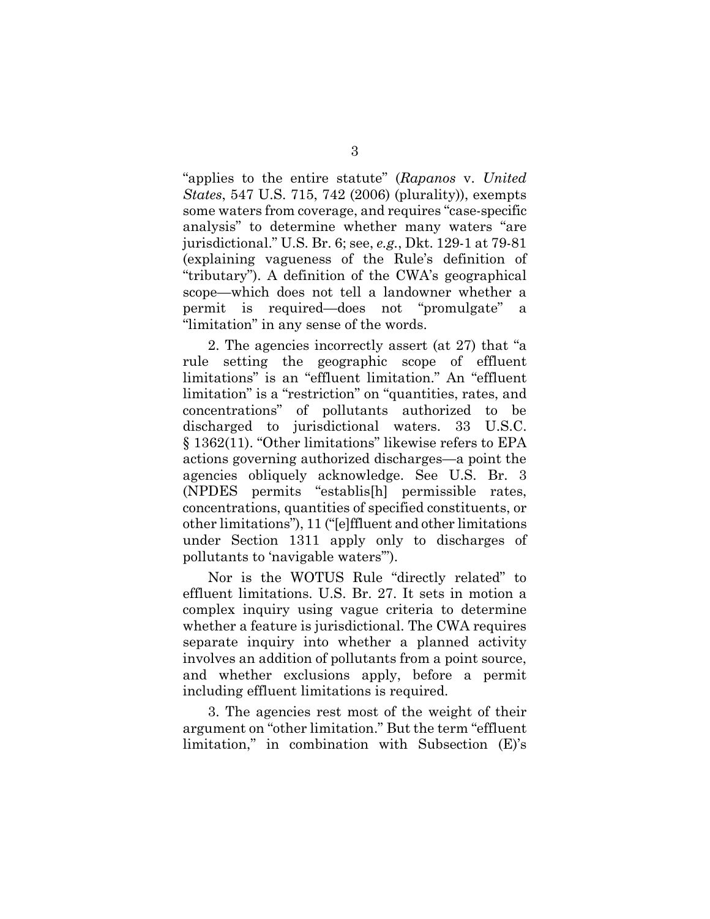"applies to the entire statute" (*Rapanos* v. *United States*, 547 U.S. 715, 742 (2006) (plurality)), exempts some waters from coverage, and requires "case-specific analysis" to determine whether many waters "are jurisdictional." U.S. Br. 6; see, *e.g.*, Dkt. 129-1 at 79-81 (explaining vagueness of the Rule's definition of "tributary"). A definition of the CWA's geographical scope—which does not tell a landowner whether a permit is required—does not "promulgate" a "limitation" in any sense of the words.

2. The agencies incorrectly assert (at 27) that "a rule setting the geographic scope of effluent limitations" is an "effluent limitation." An "effluent limitation" is a "restriction" on "quantities, rates, and concentrations" of pollutants authorized to be discharged to jurisdictional waters. 33 U.S.C. § 1362(11). "Other limitations" likewise refers to EPA actions governing authorized discharges—a point the agencies obliquely acknowledge. See U.S. Br. 3 (NPDES permits "establis[h] permissible rates, concentrations, quantities of specified constituents, or other limitations"), 11 ("[e]ffluent and other limitations under Section 1311 apply only to discharges of pollutants to 'navigable waters'").

Nor is the WOTUS Rule "directly related" to effluent limitations. U.S. Br. 27. It sets in motion a complex inquiry using vague criteria to determine whether a feature is jurisdictional. The CWA requires separate inquiry into whether a planned activity involves an addition of pollutants from a point source, and whether exclusions apply, before a permit including effluent limitations is required.

3. The agencies rest most of the weight of their argument on "other limitation." But the term "effluent limitation," in combination with Subsection (E)'s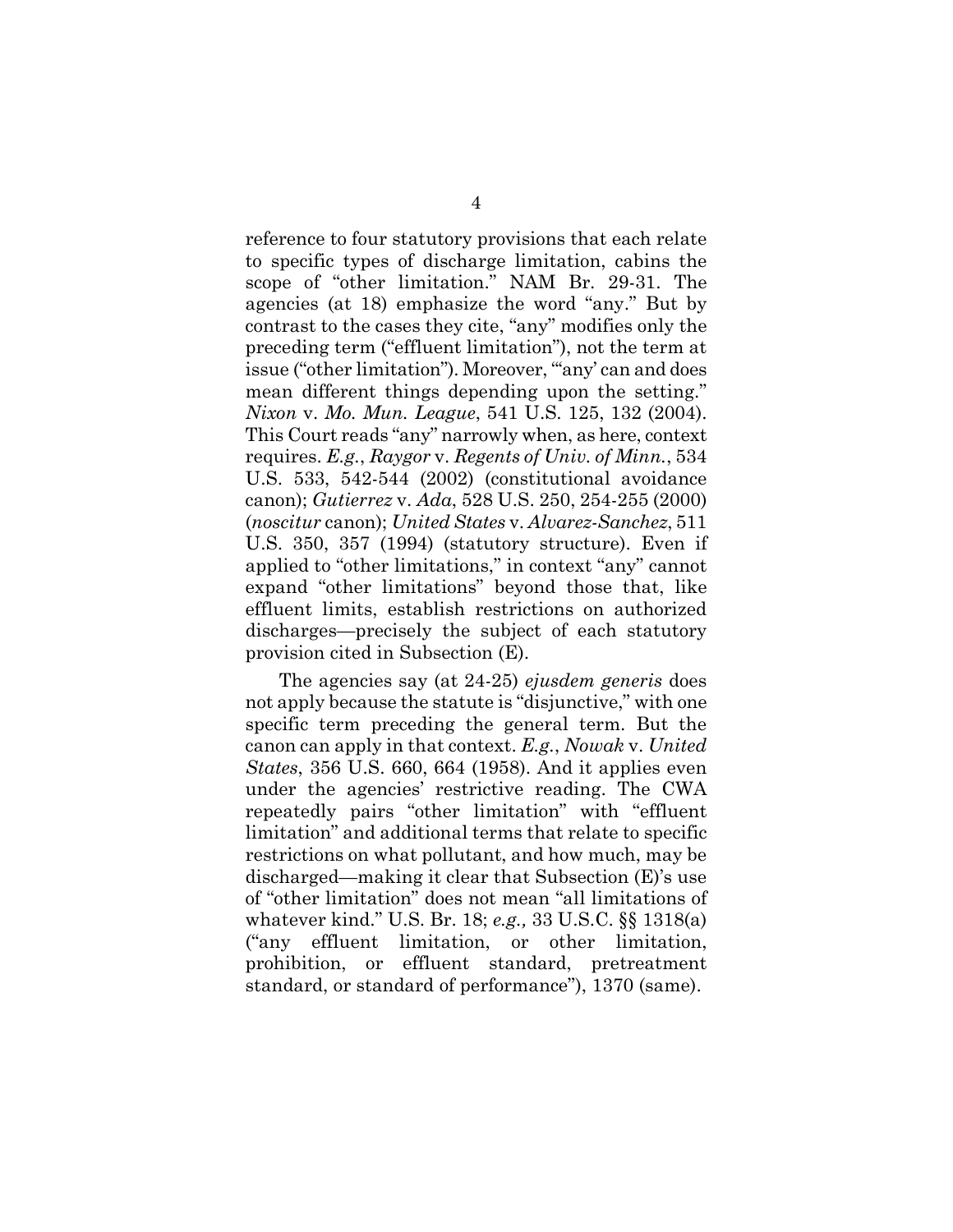reference to four statutory provisions that each relate to specific types of discharge limitation, cabins the scope of "other limitation." NAM Br. 29-31. The agencies (at 18) emphasize the word "any." But by contrast to the cases they cite, "any" modifies only the preceding term ("effluent limitation"), not the term at issue ("other limitation"). Moreover, "'any' can and does mean different things depending upon the setting." *Nixon* v. *Mo. Mun. League*, 541 U.S. 125, 132 (2004). This Court reads "any" narrowly when, as here, context requires. *E.g.*, *Raygor* v. *Regents of Univ. of Minn.*, 534 U.S. 533, 542-544 (2002) (constitutional avoidance canon); *Gutierrez* v. *Ada*, 528 U.S. 250, 254-255 (2000) (*noscitur* canon); *United States* v. *Alvarez-Sanchez*, 511 U.S. 350, 357 (1994) (statutory structure). Even if applied to "other limitations," in context "any" cannot expand "other limitations" beyond those that, like effluent limits, establish restrictions on authorized discharges—precisely the subject of each statutory provision cited in Subsection (E).

The agencies say (at 24-25) *ejusdem generis* does not apply because the statute is "disjunctive," with one specific term preceding the general term. But the canon can apply in that context. *E.g.*, *Nowak* v. *United States*, 356 U.S. 660, 664 (1958). And it applies even under the agencies' restrictive reading. The CWA repeatedly pairs "other limitation" with "effluent limitation" and additional terms that relate to specific restrictions on what pollutant, and how much, may be discharged—making it clear that Subsection (E)'s use of "other limitation" does not mean "all limitations of whatever kind." U.S. Br. 18; *e.g.,* 33 U.S.C. §§ 1318(a) ("any effluent limitation, or other limitation, prohibition, or effluent standard, pretreatment standard, or standard of performance"), 1370 (same).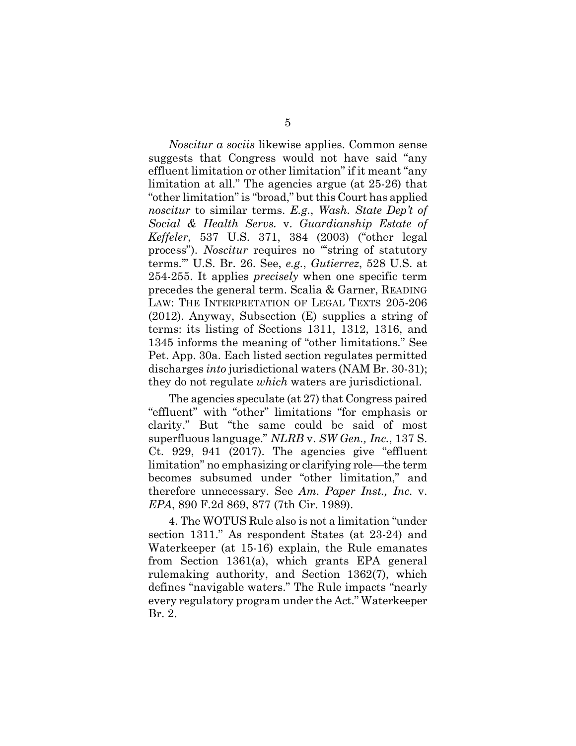*Noscitur a sociis* likewise applies. Common sense suggests that Congress would not have said "any effluent limitation or other limitation" if it meant "any limitation at all." The agencies argue (at 25-26) that "other limitation" is "broad," but this Court has applied *noscitur* to similar terms. *E.g.*, *Wash. State Dep't of Social & Health Servs.* v. *Guardianship Estate of Keffeler*, 537 U.S. 371, 384 (2003) ("other legal process"). *Noscitur* requires no "'string of statutory terms.'" U.S. Br. 26. See, *e.g.*, *Gutierrez*, 528 U.S. at 254-255. It applies *precisely* when one specific term precedes the general term. Scalia & Garner, READING LAW: THE INTERPRETATION OF LEGAL TEXTS 205-206 (2012). Anyway, Subsection (E) supplies a string of terms: its listing of Sections 1311, 1312, 1316, and 1345 informs the meaning of "other limitations." See Pet. App. 30a. Each listed section regulates permitted discharges *into* jurisdictional waters (NAM Br. 30-31); they do not regulate *which* waters are jurisdictional.

The agencies speculate (at 27) that Congress paired "effluent" with "other" limitations "for emphasis or clarity." But "the same could be said of most superfluous language." *NLRB* v. *SW Gen., Inc.*, 137 S. Ct. 929, 941 (2017). The agencies give "effluent limitation" no emphasizing or clarifying role—the term becomes subsumed under "other limitation," and therefore unnecessary. See *Am. Paper Inst., Inc.* v. *EPA*, 890 F.2d 869, 877 (7th Cir. 1989).

4. The WOTUS Rule also is not a limitation "under section 1311." As respondent States (at 23-24) and Waterkeeper (at 15-16) explain, the Rule emanates from Section 1361(a), which grants EPA general rulemaking authority, and Section 1362(7), which defines "navigable waters." The Rule impacts "nearly every regulatory program under the Act." Waterkeeper Br. 2.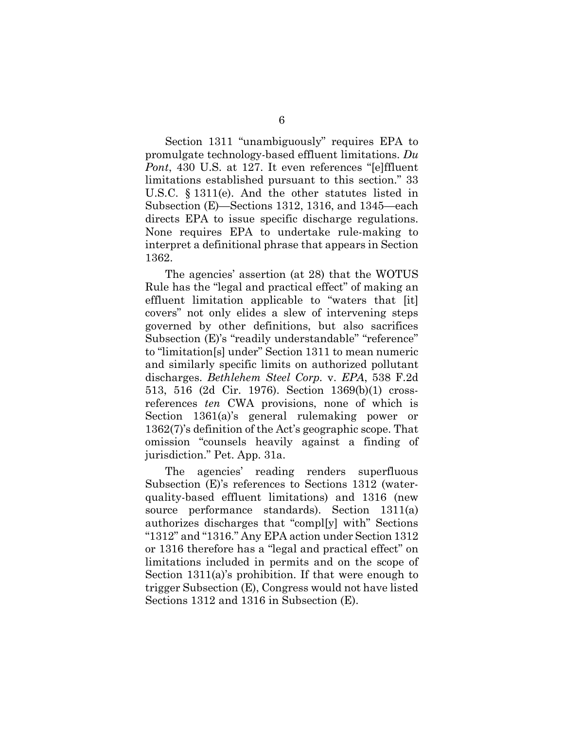Section 1311 "unambiguously" requires EPA to promulgate technology-based effluent limitations. *Du Pont*, 430 U.S. at 127. It even references "[e]ffluent limitations established pursuant to this section." 33 U.S.C. § 1311(e). And the other statutes listed in Subsection (E)—Sections 1312, 1316, and 1345—each directs EPA to issue specific discharge regulations. None requires EPA to undertake rule-making to interpret a definitional phrase that appears in Section 1362.

The agencies' assertion (at 28) that the WOTUS Rule has the "legal and practical effect" of making an effluent limitation applicable to "waters that [it] covers" not only elides a slew of intervening steps governed by other definitions, but also sacrifices Subsection (E)'s "readily understandable" "reference" to "limitation[s] under" Section 1311 to mean numeric and similarly specific limits on authorized pollutant discharges. *Bethlehem Steel Corp.* v. *EPA*, 538 F.2d 513, 516 (2d Cir. 1976). Section 1369(b)(1) cross-references *ten* CWA provisions, none of which is Section 1361(a)'s general rulemaking power or 1362(7)'s definition of the Act's geographic scope. That omission "counsels heavily against a finding of jurisdiction." Pet. App. 31a.

The agencies' reading renders superfluous Subsection (E)'s references to Sections 1312 (water-quality-based effluent limitations) and 1316 (new source performance standards). Section 1311(a) authorizes discharges that "compl[y] with" Sections "1312" and "1316." Any EPA action under Section 1312 or 1316 therefore has a "legal and practical effect" on limitations included in permits and on the scope of Section 1311(a)'s prohibition. If that were enough to trigger Subsection (E), Congress would not have listed Sections 1312 and 1316 in Subsection (E).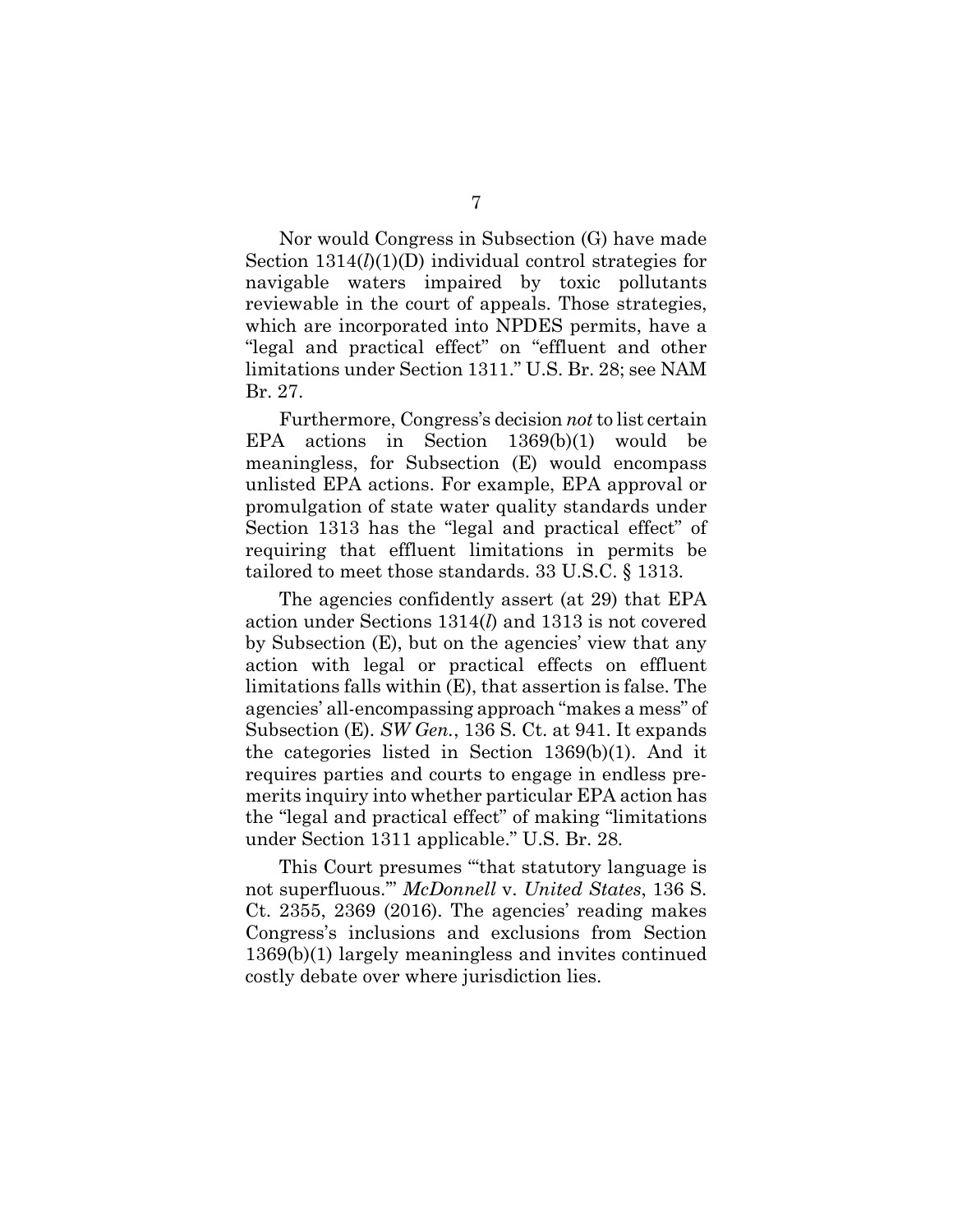Nor would Congress in Subsection (G) have made Section 1314(*l*)(1)(D) individual control strategies for navigable waters impaired by toxic pollutants reviewable in the court of appeals. Those strategies, which are incorporated into NPDES permits, have a "legal and practical effect" on "effluent and other limitations under Section 1311." U.S. Br. 28; see NAM Br. 27.

Furthermore, Congress's decision *not* to list certain EPA actions in Section 1369(b)(1) would be meaningless, for Subsection (E) would encompass unlisted EPA actions. For example, EPA approval or promulgation of state water quality standards under Section 1313 has the "legal and practical effect" of requiring that effluent limitations in permits be tailored to meet those standards. 33 U.S.C. § 1313.

The agencies confidently assert (at 29) that EPA action under Sections 1314(*l*) and 1313 is not covered by Subsection (E), but on the agencies' view that any action with legal or practical effects on effluent limitations falls within (E), that assertion is false. The agencies' all-encompassing approach "makes a mess" of Subsection (E). *SW Gen.*, 136 S. Ct. at 941. It expands the categories listed in Section 1369(b)(1). And it requires parties and courts to engage in endless pre-merits inquiry into whether particular EPA action has the "legal and practical effect" of making "limitations under Section 1311 applicable." U.S. Br. 28.

This Court presumes "'that statutory language is not superfluous.'" *McDonnell* v. *United States*, 136 S. Ct. 2355, 2369 (2016). The agencies' reading makes Congress's inclusions and exclusions from Section 1369(b)(1) largely meaningless and invites continued costly debate over where jurisdiction lies.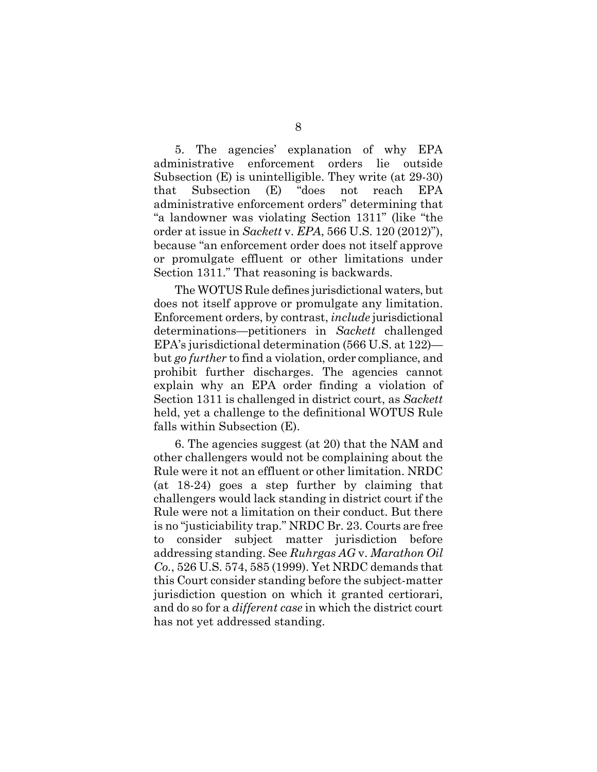5. The agencies' explanation of why EPA administrative enforcement orders lie outside Subsection (E) is unintelligible. They write (at 29-30) that Subsection (E) "does not reach EPA administrative enforcement orders" determining that "a landowner was violating Section 1311" (like "the order at issue in *Sackett* v. *EPA*, 566 U.S. 120 (2012)"), because "an enforcement order does not itself approve or promulgate effluent or other limitations under Section 1311." That reasoning is backwards.

The WOTUS Rule defines jurisdictional waters, but does not itself approve or promulgate any limitation. Enforcement orders, by contrast, *include* jurisdictional determinations—petitioners in *Sackett* challenged EPA's jurisdictional determination (566 U.S. at 122)—but *go further* to find a violation, order compliance, and prohibit further discharges. The agencies cannot explain why an EPA order finding a violation of Section 1311 is challenged in district court, as *Sackett* held, yet a challenge to the definitional WOTUS Rule falls within Subsection (E).

6. The agencies suggest (at 20) that the NAM and other challengers would not be complaining about the Rule were it not an effluent or other limitation. NRDC (at 18-24) goes a step further by claiming that challengers would lack standing in district court if the Rule were not a limitation on their conduct. But there is no "justiciability trap." NRDC Br. 23. Courts are free to consider subject matter jurisdiction before addressing standing. See *Ruhrgas AG* v. *Marathon Oil Co.*, 526 U.S. 574, 585 (1999). Yet NRDC demands that this Court consider standing before the subject-matter jurisdiction question on which it granted certiorari, and do so for a *different case* in which the district court has not yet addressed standing.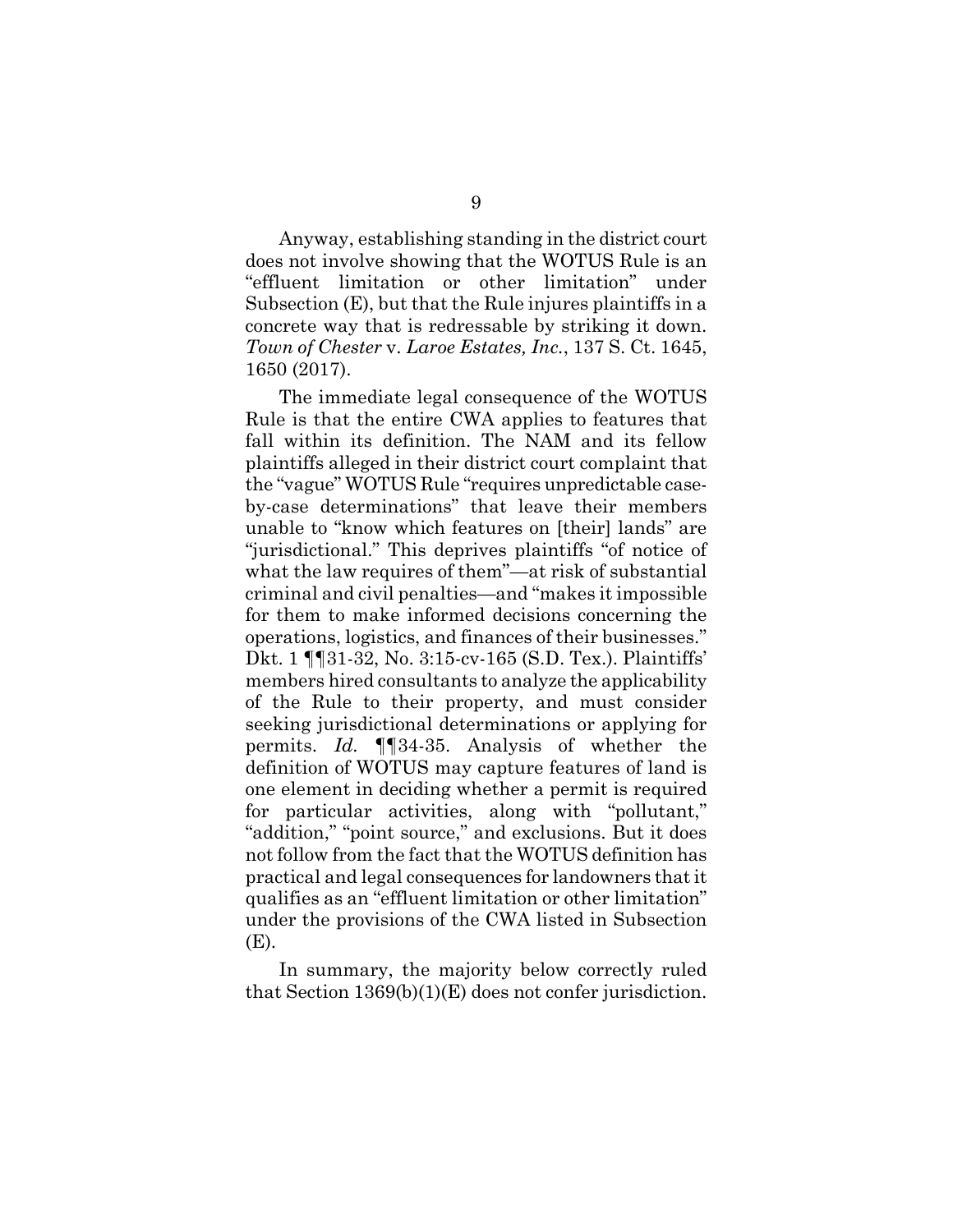Anyway, establishing standing in the district court does not involve showing that the WOTUS Rule is an "effluent limitation or other limitation" under Subsection (E), but that the Rule injures plaintiffs in a concrete way that is redressable by striking it down. *Town of Chester* v. *Laroe Estates, Inc.*, 137 S. Ct. 1645, 1650 (2017).

The immediate legal consequence of the WOTUS Rule is that the entire CWA applies to features that fall within its definition. The NAM and its fellow plaintiffs alleged in their district court complaint that the "vague" WOTUS Rule "requires unpredictable case-by-case determinations" that leave their members unable to "know which features on [their] lands" are "jurisdictional." This deprives plaintiffs "of notice of what the law requires of them"—at risk of substantial criminal and civil penalties—and "makes it impossible for them to make informed decisions concerning the operations, logistics, and finances of their businesses." Dkt. 1 ¶¶31-32, No. 3:15-cv-165 (S.D. Tex.). Plaintiffs' members hired consultants to analyze the applicability of the Rule to their property, and must consider seeking jurisdictional determinations or applying for permits. *Id.* ¶¶34-35. Analysis of whether the definition of WOTUS may capture features of land is one element in deciding whether a permit is required for particular activities, along with "pollutant," "addition," "point source," and exclusions. But it does not follow from the fact that the WOTUS definition has practical and legal consequences for landowners that it qualifies as an "effluent limitation or other limitation" under the provisions of the CWA listed in Subsection (E).

In summary, the majority below correctly ruled that Section 1369(b)(1)(E) does not confer jurisdiction.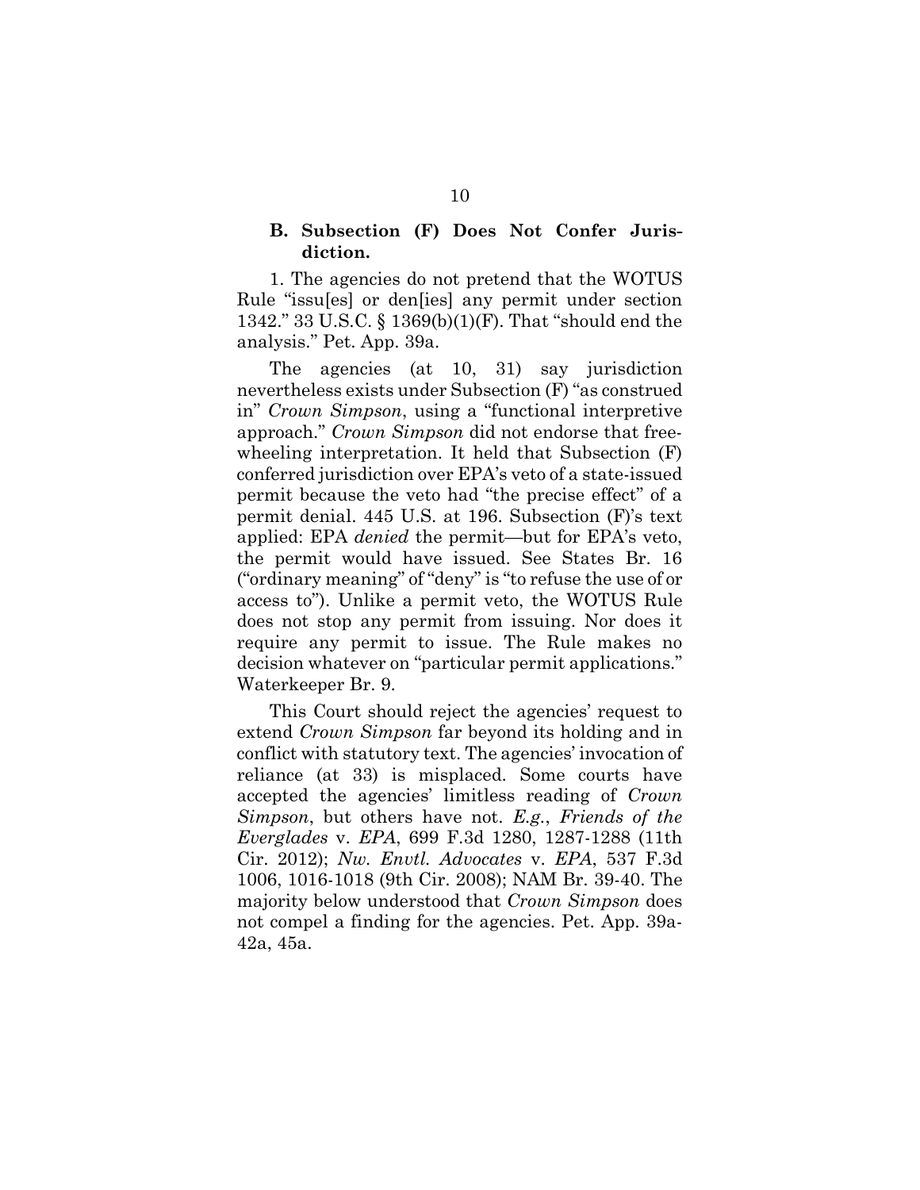### B. Subsection (F) Does Not Confer Jurisdiction.

1. The agencies do not pretend that the WOTUS Rule "issu[es] or den[ies] any permit under section 1342." 33 U.S.C. § 1369(b)(1)(F). That "should end the analysis." Pet. App. 39a.

The agencies (at 10, 31) say jurisdiction nevertheless exists under Subsection (F) "as construed in" *Crown Simpson*, using a "functional interpretive approach." *Crown Simpson* did not endorse that free-wheeling interpretation. It held that Subsection (F) conferred jurisdiction over EPA's veto of a state-issued permit because the veto had "the precise effect" of a permit denial. 445 U.S. at 196. Subsection (F)'s text applied: EPA *denied* the permit—but for EPA's veto, the permit would have issued. See States Br. 16 ("ordinary meaning" of "deny" is "to refuse the use of or access to"). Unlike a permit veto, the WOTUS Rule does not stop any permit from issuing. Nor does it require any permit to issue. The Rule makes no decision whatever on "particular permit applications." Waterkeeper Br. 9.

This Court should reject the agencies' request to extend *Crown Simpson* far beyond its holding and in conflict with statutory text. The agencies' invocation of reliance (at 33) is misplaced. Some courts have accepted the agencies' limitless reading of *Crown Simpson*, but others have not. *E.g.*, *Friends of the Everglades* v. *EPA*, 699 F.3d 1280, 1287-1288 (11th Cir. 2012); *Nw. Envtl. Advocates* v. *EPA*, 537 F.3d 1006, 1016-1018 (9th Cir. 2008); NAM Br. 39-40. The majority below understood that *Crown Simpson* does not compel a finding for the agencies. Pet. App. 39a-42a, 45a.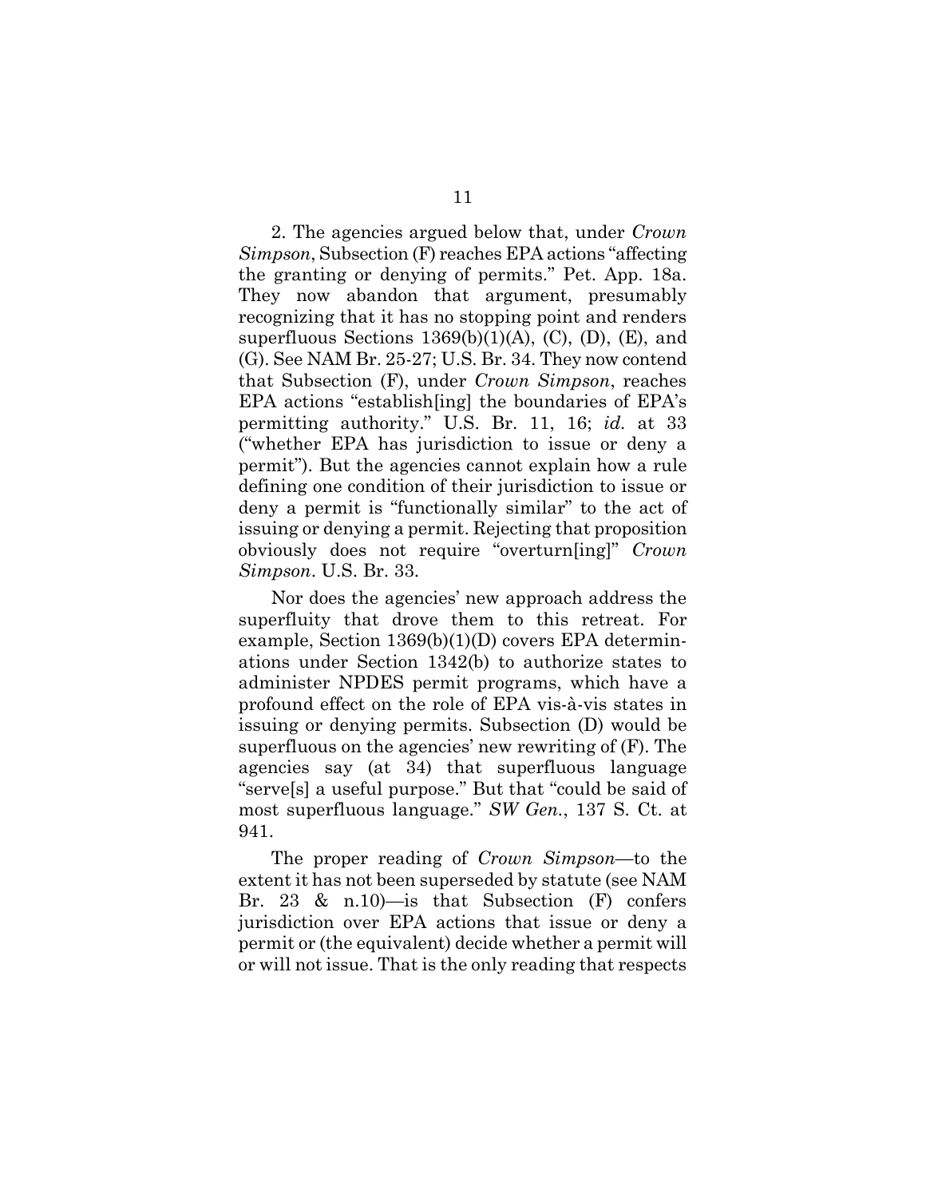2. The agencies argued below that, under *Crown Simpson*, Subsection (F) reaches EPA actions "affecting the granting or denying of permits." Pet. App. 18a. They now abandon that argument, presumably recognizing that it has no stopping point and renders superfluous Sections 1369(b)(1)(A), (C), (D), (E), and (G). See NAM Br. 25-27; U.S. Br. 34. They now contend that Subsection (F), under *Crown Simpson*, reaches EPA actions "establish[ing] the boundaries of EPA's permitting authority." U.S. Br. 11, 16; *id.* at 33 ("whether EPA has jurisdiction to issue or deny a permit"). But the agencies cannot explain how a rule defining one condition of their jurisdiction to issue or deny a permit is "functionally similar" to the act of issuing or denying a permit. Rejecting that proposition obviously does not require "overturn[ing]" *Crown Simpson*. U.S. Br. 33.

Nor does the agencies' new approach address the superfluity that drove them to this retreat. For example, Section 1369(b)(1)(D) covers EPA determinations under Section 1342(b) to authorize states to administer NPDES permit programs, which have a profound effect on the role of EPA vis-à-vis states in issuing or denying permits. Subsection (D) would be superfluous on the agencies' new rewriting of (F). The agencies say (at 34) that superfluous language "serve[s] a useful purpose." But that "could be said of most superfluous language." *SW Gen.*, 137 S. Ct. at 941.

The proper reading of *Crown Simpson*—to the extent it has not been superseded by statute (see NAM Br. 23 & n.10)—is that Subsection (F) confers jurisdiction over EPA actions that issue or deny a permit or (the equivalent) decide whether a permit will or will not issue. That is the only reading that respects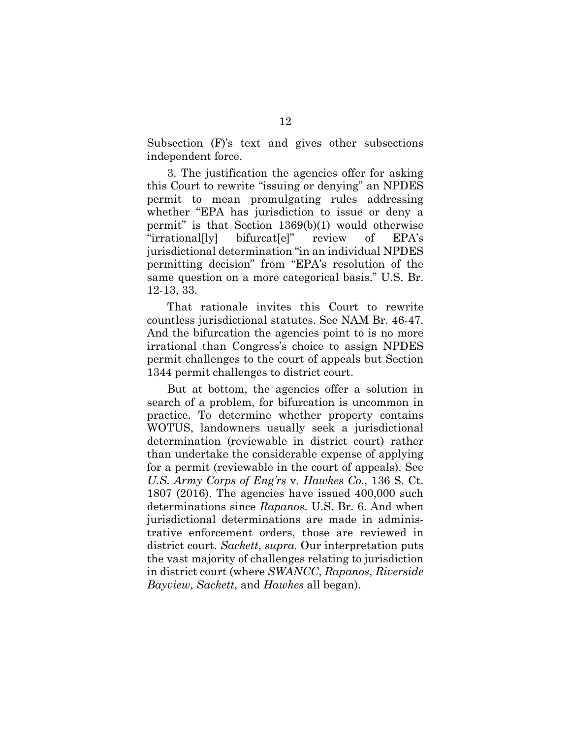Subsection (F)'s text and gives other subsections independent force.

3. The justification the agencies offer for asking this Court to rewrite "issuing or denying" an NPDES permit to mean promulgating rules addressing whether "EPA has jurisdiction to issue or deny a permit" is that Section 1369(b)(1) would otherwise "irrational[ly] bifurcat[e]" review of EPA's jurisdictional determination "in an individual NPDES permitting decision" from "EPA's resolution of the same question on a more categorical basis." U.S. Br. 12-13, 33.

That rationale invites this Court to rewrite countless jurisdictional statutes. See NAM Br. 46-47. And the bifurcation the agencies point to is no more irrational than Congress's choice to assign NPDES permit challenges to the court of appeals but Section 1344 permit challenges to district court.

But at bottom, the agencies offer a solution in search of a problem, for bifurcation is uncommon in practice. To determine whether property contains WOTUS, landowners usually seek a jurisdictional determination (reviewable in district court) rather than undertake the considerable expense of applying for a permit (reviewable in the court of appeals). See *U.S. Army Corps of Eng'rs* v. *Hawkes Co.*, 136 S. Ct. 1807 (2016). The agencies have issued 400,000 such determinations since *Rapanos*. U.S. Br. 6. And when jurisdictional determinations are made in administrative enforcement orders, those are reviewed in district court. *Sackett*, *supra*. Our interpretation puts the vast majority of challenges relating to jurisdiction in district court (where *SWANCC*, *Rapanos*, *Riverside Bayview*, *Sackett*, and *Hawkes* all began).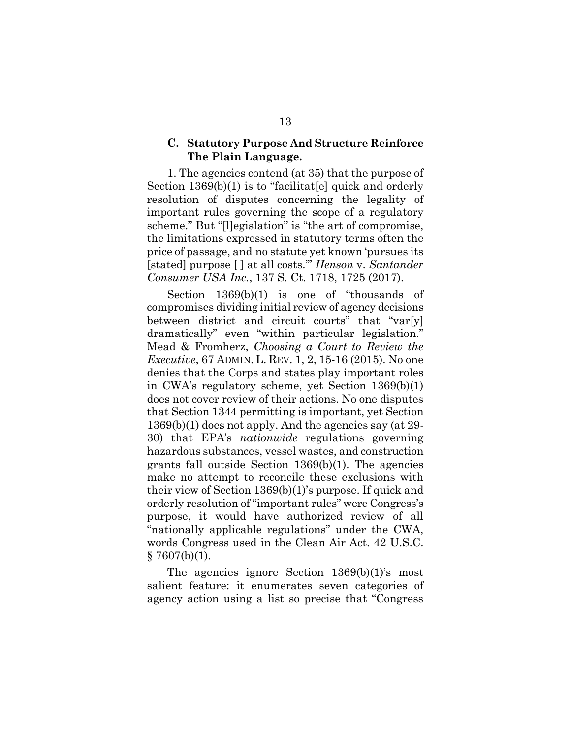### C. Statutory Purpose And Structure Reinforce The Plain Language.

1. The agencies contend (at 35) that the purpose of Section 1369(b)(1) is to "facilitat[e] quick and orderly resolution of disputes concerning the legality of important rules governing the scope of a regulatory scheme." But "[l]egislation" is "the art of compromise, the limitations expressed in statutory terms often the price of passage, and no statute yet known 'pursues its [stated] purpose [ ] at all costs.'" *Henson* v. *Santander Consumer USA Inc.*, 137 S. Ct. 1718, 1725 (2017).

Section 1369(b)(1) is one of "thousands of compromises dividing initial review of agency decisions between district and circuit courts" that "var[y] dramatically" even "within particular legislation." Mead & Fromherz, *Choosing a Court to Review the Executive*, 67 ADMIN. L. REV. 1, 2, 15-16 (2015). No one denies that the Corps and states play important roles in CWA's regulatory scheme, yet Section 1369(b)(1) does not cover review of their actions. No one disputes that Section 1344 permitting is important, yet Section 1369(b)(1) does not apply. And the agencies say (at 29-30) that EPA's *nationwide* regulations governing hazardous substances, vessel wastes, and construction grants fall outside Section 1369(b)(1). The agencies make no attempt to reconcile these exclusions with their view of Section 1369(b)(1)'s purpose. If quick and orderly resolution of "important rules" were Congress's purpose, it would have authorized review of all "nationally applicable regulations" under the CWA, words Congress used in the Clean Air Act. 42 U.S.C. § 7607(b)(1).

The agencies ignore Section 1369(b)(1)'s most salient feature: it enumerates seven categories of agency action using a list so precise that "Congress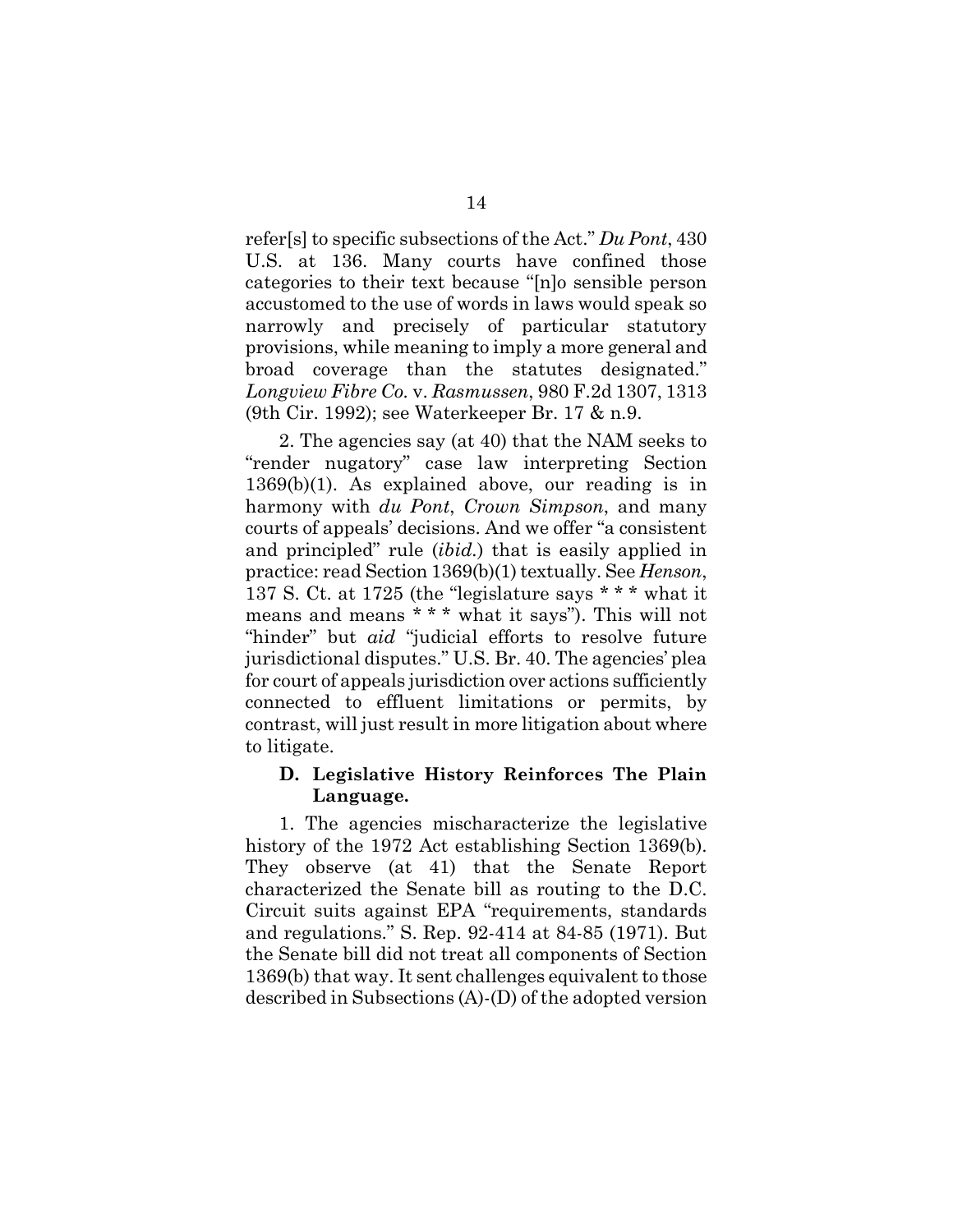refer[s] to specific subsections of the Act." *Du Pont*, 430 U.S. at 136. Many courts have confined those categories to their text because "[n]o sensible person accustomed to the use of words in laws would speak so narrowly and precisely of particular statutory provisions, while meaning to imply a more general and broad coverage than the statutes designated." *Longview Fibre Co.* v. *Rasmussen*, 980 F.2d 1307, 1313 (9th Cir. 1992); see Waterkeeper Br. 17 & n.9.

2. The agencies say (at 40) that the NAM seeks to "render nugatory" case law interpreting Section 1369(b)(1). As explained above, our reading is in harmony with *du Pont*, *Crown Simpson*, and many courts of appeals' decisions. And we offer "a consistent and principled" rule (*ibid.*) that is easily applied in practice: read Section 1369(b)(1) textually. See *Henson*, 137 S. Ct. at 1725 (the "legislature says * * * what it means and means * * * what it says"). This will not "hinder" but *aid* "judicial efforts to resolve future jurisdictional disputes." U.S. Br. 40. The agencies' plea for court of appeals jurisdiction over actions sufficiently connected to effluent limitations or permits, by contrast, will just result in more litigation about where to litigate.

### D. Legislative History Reinforces The Plain Language.

1. The agencies mischaracterize the legislative history of the 1972 Act establishing Section 1369(b). They observe (at 41) that the Senate Report characterized the Senate bill as routing to the D.C. Circuit suits against EPA "requirements, standards and regulations." S. Rep. 92-414 at 84-85 (1971). But the Senate bill did not treat all components of Section 1369(b) that way. It sent challenges equivalent to those described in Subsections (A)-(D) of the adopted version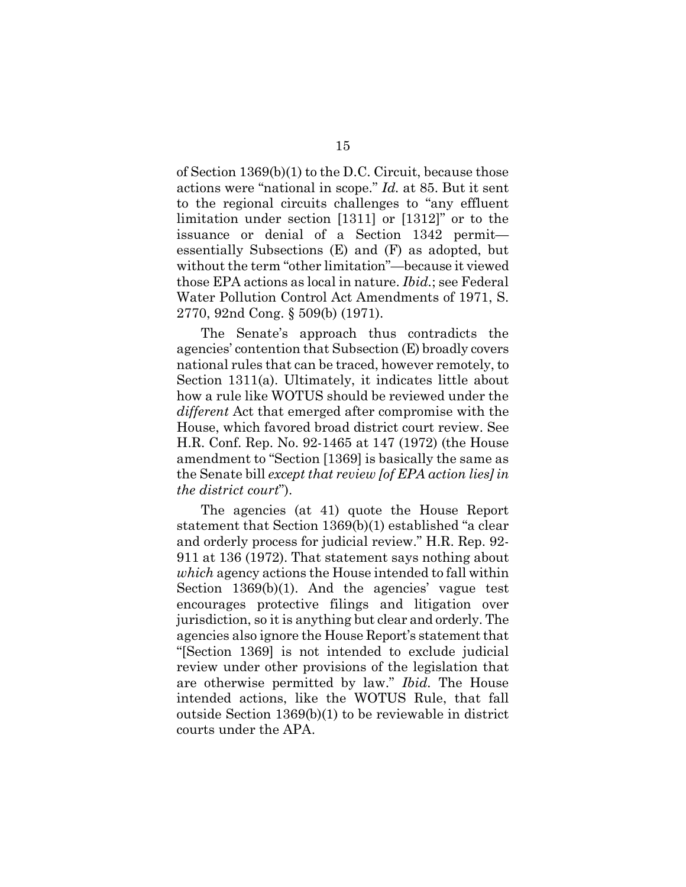of Section 1369(b)(1) to the D.C. Circuit, because those actions were "national in scope." *Id.* at 85. But it sent to the regional circuits challenges to "any effluent limitation under section [1311] or [1312]" or to the issuance or denial of a Section 1342 permit—essentially Subsections (E) and (F) as adopted, but without the term "other limitation"—because it viewed those EPA actions as local in nature. *Ibid.*; see Federal Water Pollution Control Act Amendments of 1971, S. 2770, 92nd Cong. § 509(b) (1971).

The Senate's approach thus contradicts the agencies' contention that Subsection (E) broadly covers national rules that can be traced, however remotely, to Section 1311(a). Ultimately, it indicates little about how a rule like WOTUS should be reviewed under the *different* Act that emerged after compromise with the House, which favored broad district court review. See H.R. Conf. Rep. No. 92-1465 at 147 (1972) (the House amendment to "Section [1369] is basically the same as the Senate bill *except that review [of EPA action lies] in the district court*").

The agencies (at 41) quote the House Report statement that Section 1369(b)(1) established "a clear and orderly process for judicial review." H.R. Rep. 92-911 at 136 (1972). That statement says nothing about *which* agency actions the House intended to fall within Section 1369(b)(1). And the agencies' vague test encourages protective filings and litigation over jurisdiction, so it is anything but clear and orderly. The agencies also ignore the House Report's statement that "[Section 1369] is not intended to exclude judicial review under other provisions of the legislation that are otherwise permitted by law." *Ibid.* The House intended actions, like the WOTUS Rule, that fall outside Section 1369(b)(1) to be reviewable in district courts under the APA.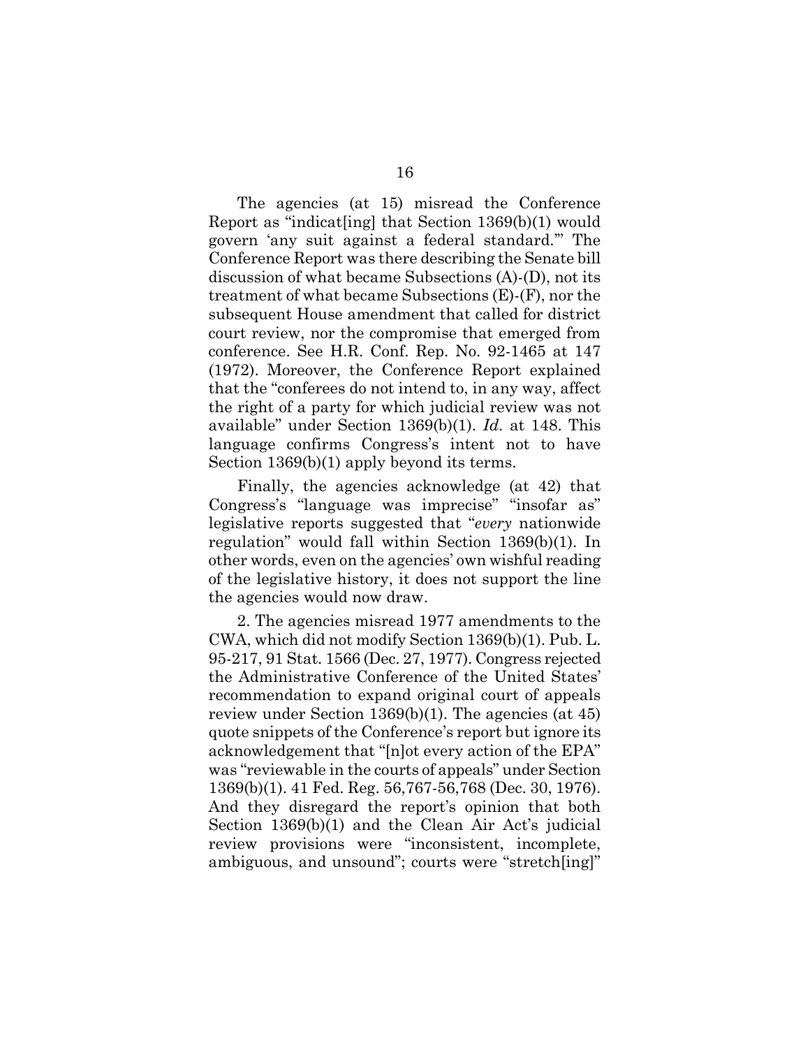The agencies (at 15) misread the Conference Report as "indicat[ing] that Section 1369(b)(1) would govern 'any suit against a federal standard.'" The Conference Report was there describing the Senate bill discussion of what became Subsections (A)-(D), not its treatment of what became Subsections (E)-(F), nor the subsequent House amendment that called for district court review, nor the compromise that emerged from conference. See H.R. Conf. Rep. No. 92-1465 at 147 (1972). Moreover, the Conference Report explained that the "conferees do not intend to, in any way, affect the right of a party for which judicial review was not available" under Section 1369(b)(1). *Id.* at 148. This language confirms Congress's intent not to have Section 1369(b)(1) apply beyond its terms.

Finally, the agencies acknowledge (at 42) that Congress's "language was imprecise" "insofar as" legislative reports suggested that "*every* nationwide regulation" would fall within Section 1369(b)(1). In other words, even on the agencies' own wishful reading of the legislative history, it does not support the line the agencies would now draw.

2. The agencies misread 1977 amendments to the CWA, which did not modify Section 1369(b)(1). Pub. L. 95-217, 91 Stat. 1566 (Dec. 27, 1977). Congress rejected the Administrative Conference of the United States' recommendation to expand original court of appeals review under Section 1369(b)(1). The agencies (at 45) quote snippets of the Conference's report but ignore its acknowledgement that "[n]ot every action of the EPA" was "reviewable in the courts of appeals" under Section 1369(b)(1). 41 Fed. Reg. 56,767-56,768 (Dec. 30, 1976). And they disregard the report's opinion that both Section 1369(b)(1) and the Clean Air Act's judicial review provisions were "inconsistent, incomplete, ambiguous, and unsound"; courts were "stretch[ing]"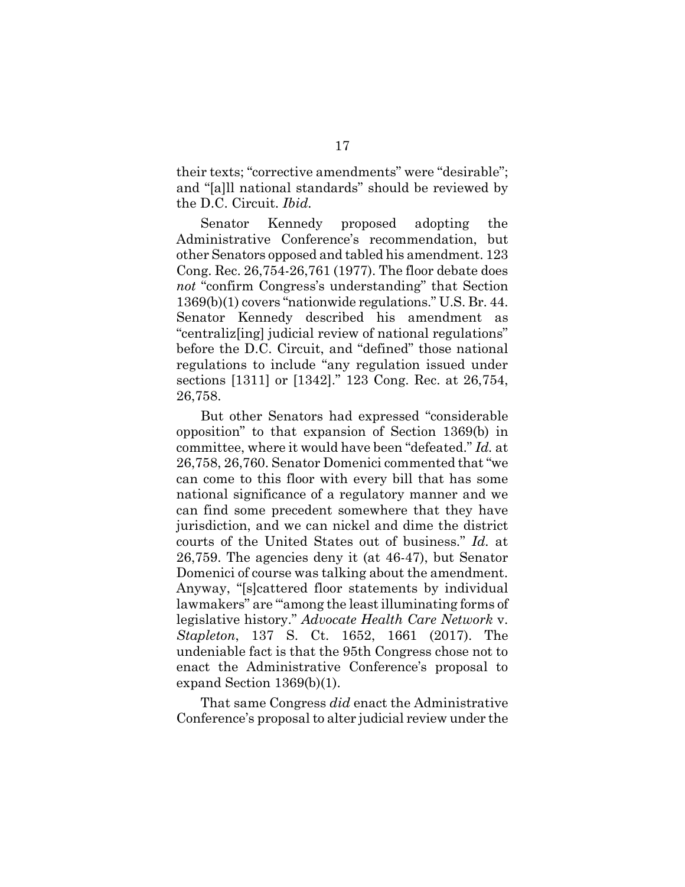their texts; "corrective amendments" were "desirable"; and "[a]ll national standards" should be reviewed by the D.C. Circuit. *Ibid.*

Senator Kennedy proposed adopting the Administrative Conference's recommendation, but other Senators opposed and tabled his amendment. 123 Cong. Rec. 26,754-26,761 (1977). The floor debate does *not* "confirm Congress's understanding" that Section 1369(b)(1) covers "nationwide regulations." U.S. Br. 44. Senator Kennedy described his amendment as "centraliz[ing] judicial review of national regulations" before the D.C. Circuit, and "defined" those national regulations to include "any regulation issued under sections [1311] or [1342]." 123 Cong. Rec. at 26,754, 26,758.

But other Senators had expressed "considerable opposition" to that expansion of Section 1369(b) in committee, where it would have been "defeated." *Id.* at 26,758, 26,760. Senator Domenici commented that "we can come to this floor with every bill that has some national significance of a regulatory manner and we can find some precedent somewhere that they have jurisdiction, and we can nickel and dime the district courts of the United States out of business." *Id.* at 26,759. The agencies deny it (at 46-47), but Senator Domenici of course was talking about the amendment. Anyway, "[s]cattered floor statements by individual lawmakers" are "'among the least illuminating forms of legislative history." *Advocate Health Care Network* v. *Stapleton*, 137 S. Ct. 1652, 1661 (2017). The undeniable fact is that the 95th Congress chose not to enact the Administrative Conference's proposal to expand Section 1369(b)(1).

That same Congress *did* enact the Administrative Conference's proposal to alter judicial review under the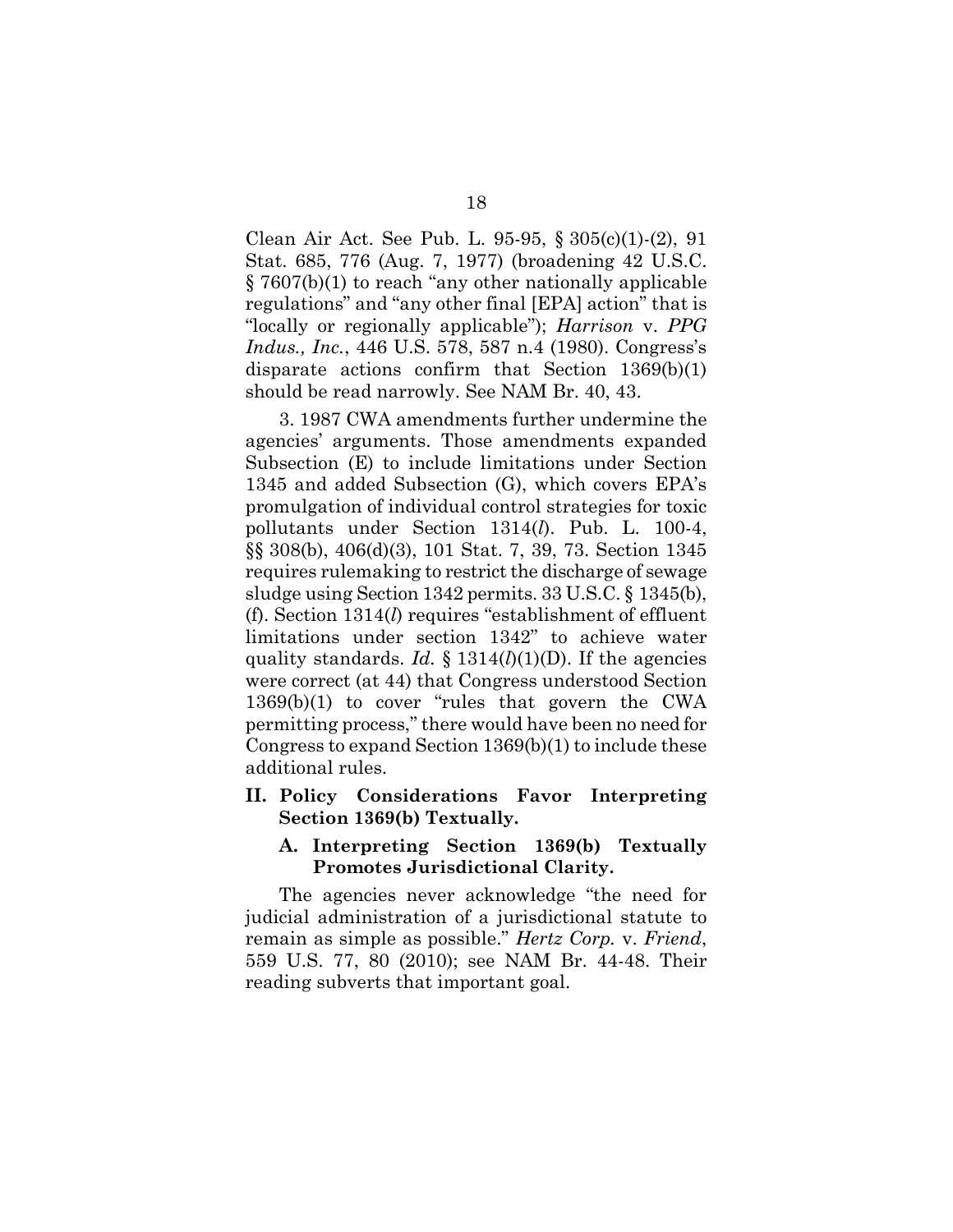Clean Air Act. See Pub. L. 95-95, § 305(c)(1)-(2), 91 Stat. 685, 776 (Aug. 7, 1977) (broadening 42 U.S.C. § 7607(b)(1) to reach "any other nationally applicable regulations" and "any other final [EPA] action" that is "locally or regionally applicable"); *Harrison* v. *PPG Indus., Inc.*, 446 U.S. 578, 587 n.4 (1980). Congress's disparate actions confirm that Section 1369(b)(1) should be read narrowly. See NAM Br. 40, 43.

3. 1987 CWA amendments further undermine the agencies' arguments. Those amendments expanded Subsection (E) to include limitations under Section 1345 and added Subsection (G), which covers EPA's promulgation of individual control strategies for toxic pollutants under Section 1314(*l*). Pub. L. 100-4, §§ 308(b), 406(d)(3), 101 Stat. 7, 39, 73. Section 1345 requires rulemaking to restrict the discharge of sewage sludge using Section 1342 permits. 33 U.S.C. § 1345(b), (f). Section 1314(*l*) requires "establishment of effluent limitations under section 1342" to achieve water quality standards. *Id.* § 1314(*l*)(1)(D). If the agencies were correct (at 44) that Congress understood Section 1369(b)(1) to cover "rules that govern the CWA permitting process," there would have been no need for Congress to expand Section 1369(b)(1) to include these additional rules.

## II. Policy Considerations Favor Interpreting Section 1369(b) Textually.

### A. Interpreting Section 1369(b) Textually Promotes Jurisdictional Clarity.

The agencies never acknowledge "the need for judicial administration of a jurisdictional statute to remain as simple as possible." *Hertz Corp.* v. *Friend*, 559 U.S. 77, 80 (2010); see NAM Br. 44-48. Their reading subverts that important goal.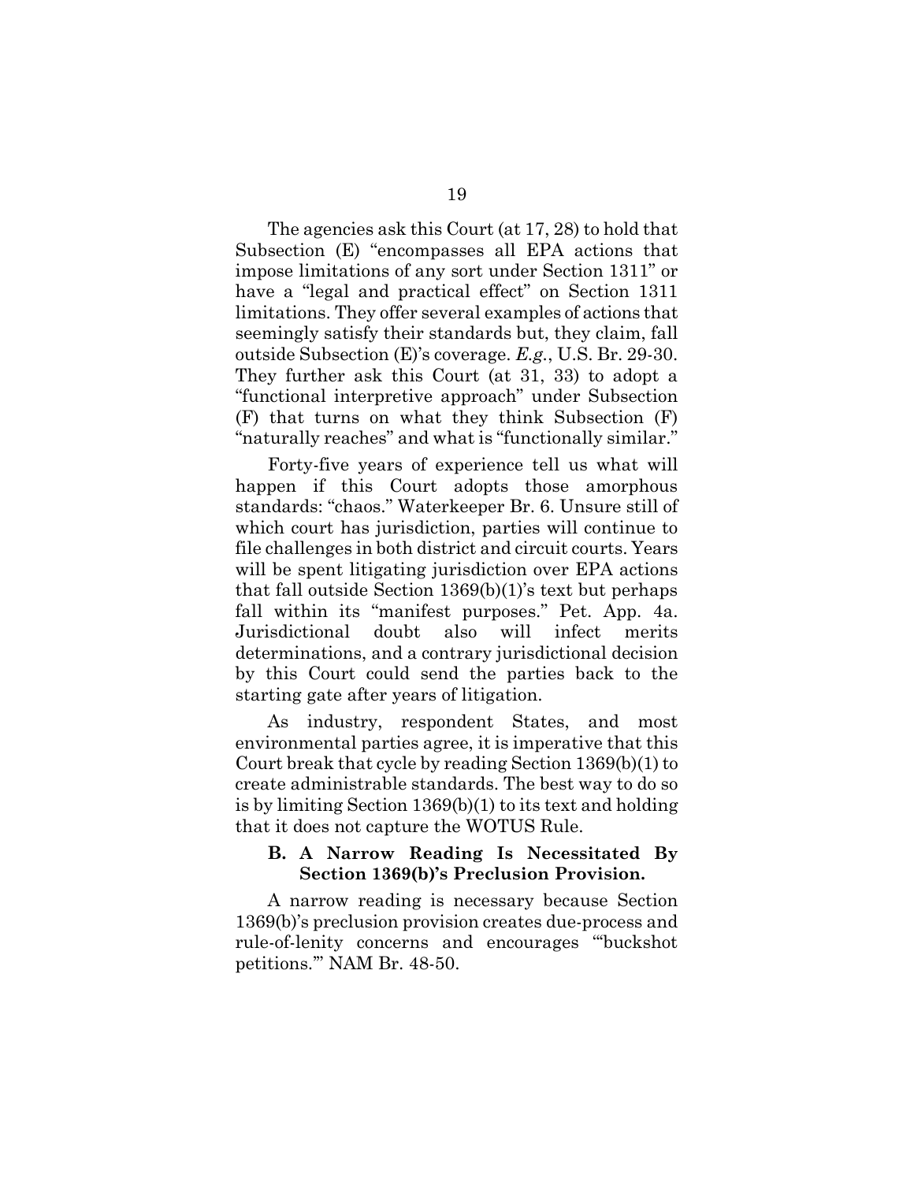The agencies ask this Court (at 17, 28) to hold that Subsection (E) "encompasses all EPA actions that impose limitations of any sort under Section 1311" or have a "legal and practical effect" on Section 1311 limitations. They offer several examples of actions that seemingly satisfy their standards but, they claim, fall outside Subsection (E)'s coverage. *E.g.*, U.S. Br. 29-30. They further ask this Court (at 31, 33) to adopt a "functional interpretive approach" under Subsection (F) that turns on what they think Subsection (F) "naturally reaches" and what is "functionally similar."

Forty-five years of experience tell us what will happen if this Court adopts those amorphous standards: "chaos." Waterkeeper Br. 6. Unsure still of which court has jurisdiction, parties will continue to file challenges in both district and circuit courts. Years will be spent litigating jurisdiction over EPA actions that fall outside Section 1369(b)(1)'s text but perhaps fall within its "manifest purposes." Pet. App. 4a. Jurisdictional doubt also will infect merits determinations, and a contrary jurisdictional decision by this Court could send the parties back to the starting gate after years of litigation.

As industry, respondent States, and most environmental parties agree, it is imperative that this Court break that cycle by reading Section 1369(b)(1) to create administrable standards. The best way to do so is by limiting Section 1369(b)(1) to its text and holding that it does not capture the WOTUS Rule.

### B. A Narrow Reading Is Necessitated By Section 1369(b)'s Preclusion Provision.

A narrow reading is necessary because Section 1369(b)'s preclusion provision creates due-process and rule-of-lenity concerns and encourages "'buckshot petitions.'" NAM Br. 48-50.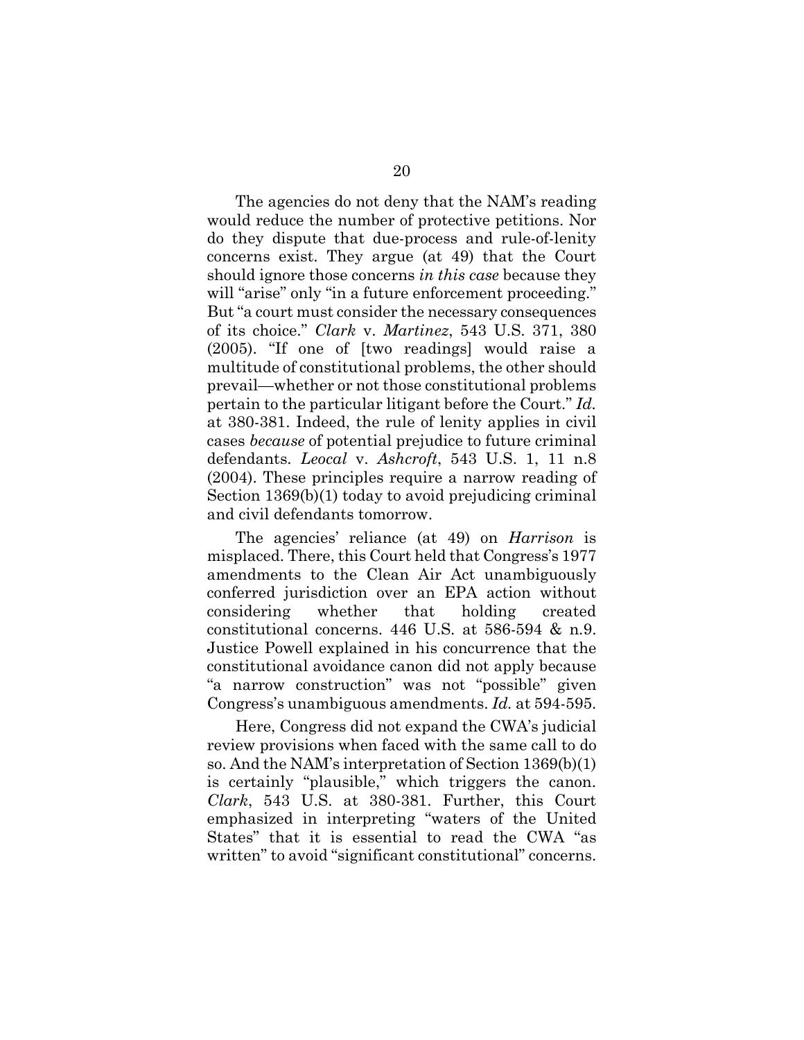The agencies do not deny that the NAM's reading would reduce the number of protective petitions. Nor do they dispute that due-process and rule-of-lenity concerns exist. They argue (at 49) that the Court should ignore those concerns *in this case* because they will "arise" only "in a future enforcement proceeding." But "a court must consider the necessary consequences of its choice." *Clark* v. *Martinez*, 543 U.S. 371, 380 (2005). "If one of [two readings] would raise a multitude of constitutional problems, the other should prevail—whether or not those constitutional problems pertain to the particular litigant before the Court." *Id.* at 380-381. Indeed, the rule of lenity applies in civil cases *because* of potential prejudice to future criminal defendants. *Leocal* v. *Ashcroft*, 543 U.S. 1, 11 n.8 (2004). These principles require a narrow reading of Section 1369(b)(1) today to avoid prejudicing criminal and civil defendants tomorrow.

The agencies' reliance (at 49) on *Harrison* is misplaced. There, this Court held that Congress's 1977 amendments to the Clean Air Act unambiguously conferred jurisdiction over an EPA action without considering whether that holding created constitutional concerns. 446 U.S. at 586-594 & n.9. Justice Powell explained in his concurrence that the constitutional avoidance canon did not apply because "a narrow construction" was not "possible" given Congress's unambiguous amendments. *Id.* at 594-595.

Here, Congress did not expand the CWA's judicial review provisions when faced with the same call to do so. And the NAM's interpretation of Section 1369(b)(1) is certainly "plausible," which triggers the canon. *Clark*, 543 U.S. at 380-381. Further, this Court emphasized in interpreting "waters of the United States" that it is essential to read the CWA "as written" to avoid "significant constitutional" concerns.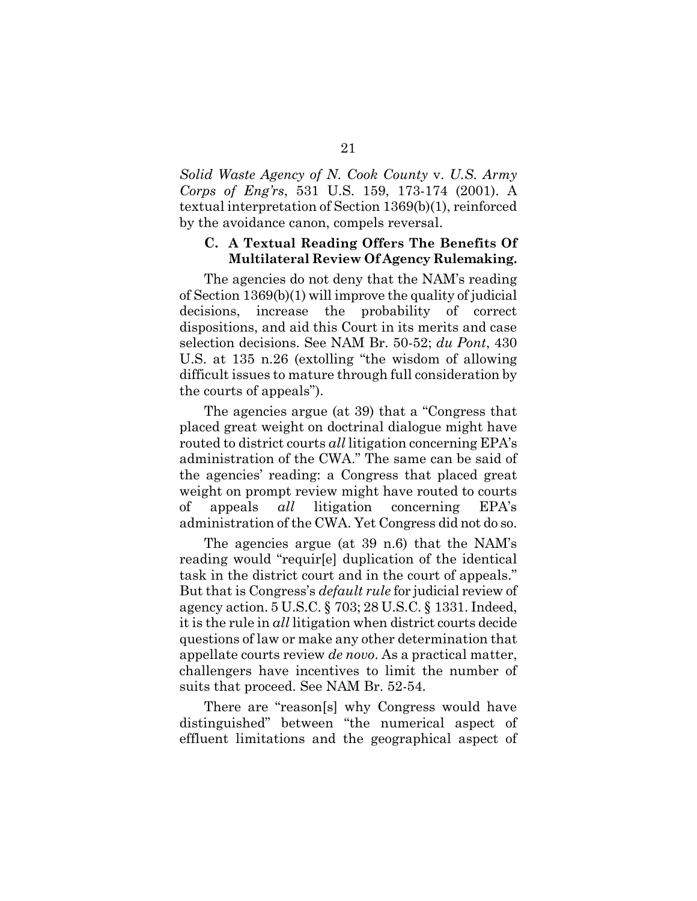*Solid Waste Agency of N. Cook County* v. *U.S. Army Corps of Eng'rs*, 531 U.S. 159, 173-174 (2001). A textual interpretation of Section 1369(b)(1), reinforced by the avoidance canon, compels reversal.

### C. A Textual Reading Offers The Benefits Of Multilateral Review Of Agency Rulemaking.

The agencies do not deny that the NAM's reading of Section 1369(b)(1) will improve the quality of judicial decisions, increase the probability of correct dispositions, and aid this Court in its merits and case selection decisions. See NAM Br. 50-52; *du Pont*, 430 U.S. at 135 n.26 (extolling "the wisdom of allowing difficult issues to mature through full consideration by the courts of appeals").

The agencies argue (at 39) that a "Congress that placed great weight on doctrinal dialogue might have routed to district courts *all* litigation concerning EPA's administration of the CWA." The same can be said of the agencies' reading: a Congress that placed great weight on prompt review might have routed to courts of appeals *all* litigation concerning EPA's administration of the CWA. Yet Congress did not do so.

The agencies argue (at 39 n.6) that the NAM's reading would "requir[e] duplication of the identical task in the district court and in the court of appeals." But that is Congress's *default rule* for judicial review of agency action. 5 U.S.C. § 703; 28 U.S.C. § 1331. Indeed, it is the rule in *all* litigation when district courts decide questions of law or make any other determination that appellate courts review *de novo*. As a practical matter, challengers have incentives to limit the number of suits that proceed. See NAM Br. 52-54.

There are "reason[s] why Congress would have distinguished" between "the numerical aspect of effluent limitations and the geographical aspect of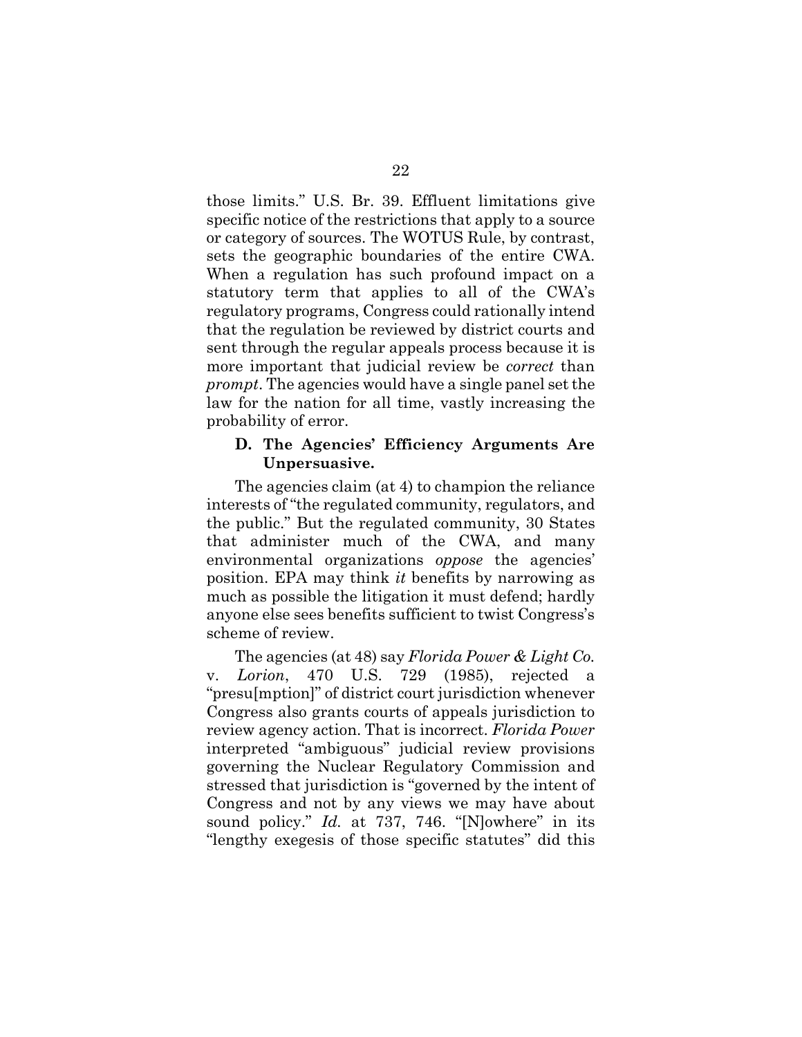those limits." U.S. Br. 39. Effluent limitations give specific notice of the restrictions that apply to a source or category of sources. The WOTUS Rule, by contrast, sets the geographic boundaries of the entire CWA. When a regulation has such profound impact on a statutory term that applies to all of the CWA's regulatory programs, Congress could rationally intend that the regulation be reviewed by district courts and sent through the regular appeals process because it is more important that judicial review be *correct* than *prompt*. The agencies would have a single panel set the law for the nation for all time, vastly increasing the probability of error.

### D. The Agencies' Efficiency Arguments Are Unpersuasive.

The agencies claim (at 4) to champion the reliance interests of "the regulated community, regulators, and the public." But the regulated community, 30 States that administer much of the CWA, and many environmental organizations *oppose* the agencies' position. EPA may think *it* benefits by narrowing as much as possible the litigation it must defend; hardly anyone else sees benefits sufficient to twist Congress's scheme of review.

The agencies (at 48) say *Florida Power & Light Co.* v. *Lorion*, 470 U.S. 729 (1985), rejected a "presu[mption]" of district court jurisdiction whenever Congress also grants courts of appeals jurisdiction to review agency action. That is incorrect. *Florida Power* interpreted "ambiguous" judicial review provisions governing the Nuclear Regulatory Commission and stressed that jurisdiction is "governed by the intent of Congress and not by any views we may have about sound policy." *Id.* at 737, 746. "[N]owhere" in its "lengthy exegesis of those specific statutes" did this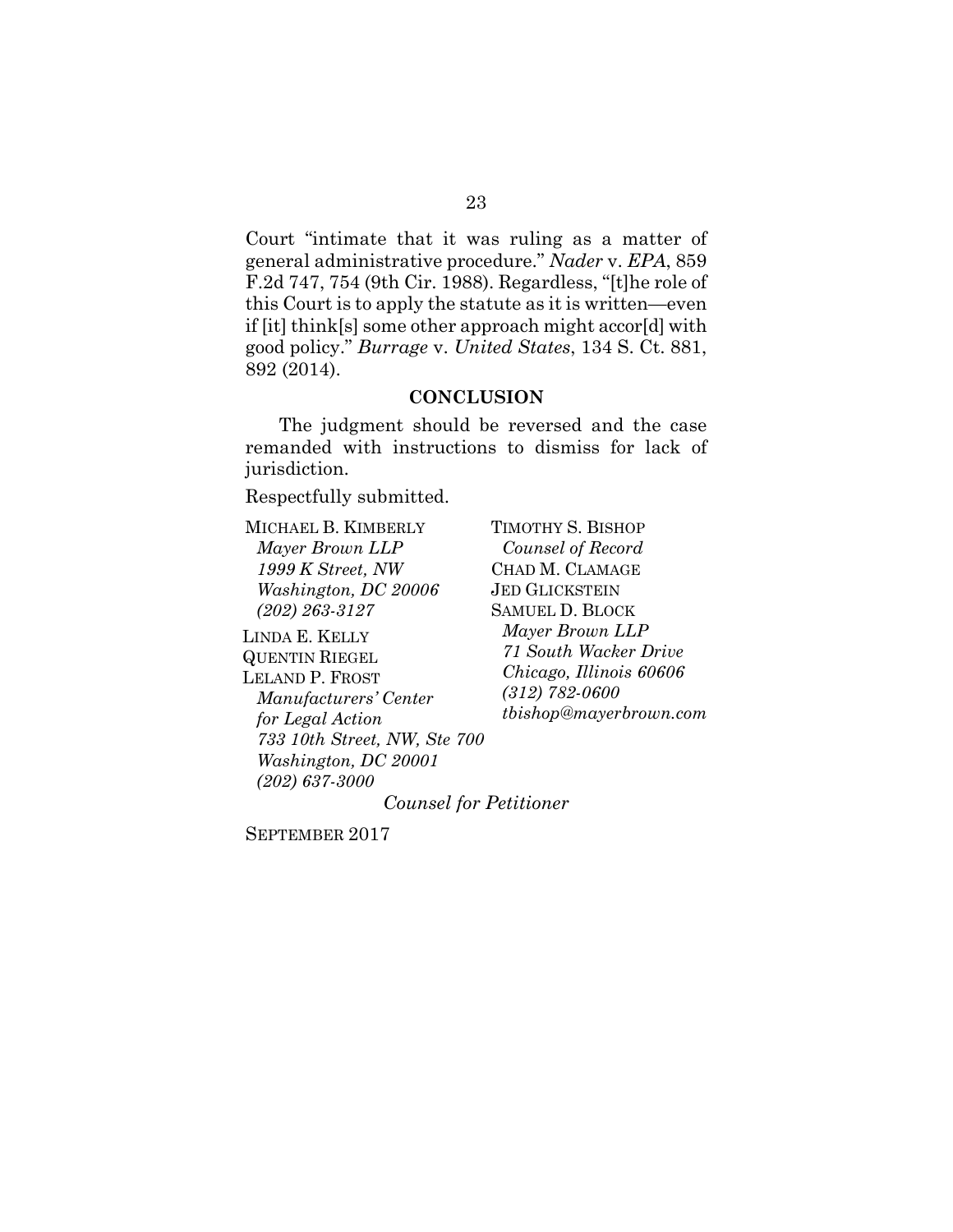Court "intimate that it was ruling as a matter of general administrative procedure." *Nader* v. *EPA*, 859 F.2d 747, 754 (9th Cir. 1988). Regardless, "[t]he role of this Court is to apply the statute as it is written—even if [it] think[s] some other approach might accor[d] with good policy." *Burrage* v. *United States*, 134 S. Ct. 881, 892 (2014).

## CONCLUSION

The judgment should be reversed and the case remanded with instructions to dismiss for lack of jurisdiction.

Respectfully submitted.

MICHAEL B. KIMBERLY
*Mayer Brown LLP*
*1999 K Street, NW*
*Washington, DC 20006*
*(202) 263-3127*

LINDA E. KELLY
QUENTIN RIEGEL
LELAND P. FROST
*Manufacturers' Center for Legal Action*
*733 10th Street, NW, Ste 700*
*Washington, DC 20001*
*(202) 637-3000*

TIMOTHY S. BISHOP
*Counsel of Record*
CHAD M. CLAMAGE
JED GLICKSTEIN
SAMUEL D. BLOCK
*Mayer Brown LLP*
*71 South Wacker Drive*
*Chicago, Illinois 60606*
*(312) 782-0600*
*tbishop@mayerbrown.com*

*Counsel for Petitioner*

SEPTEMBER 2017